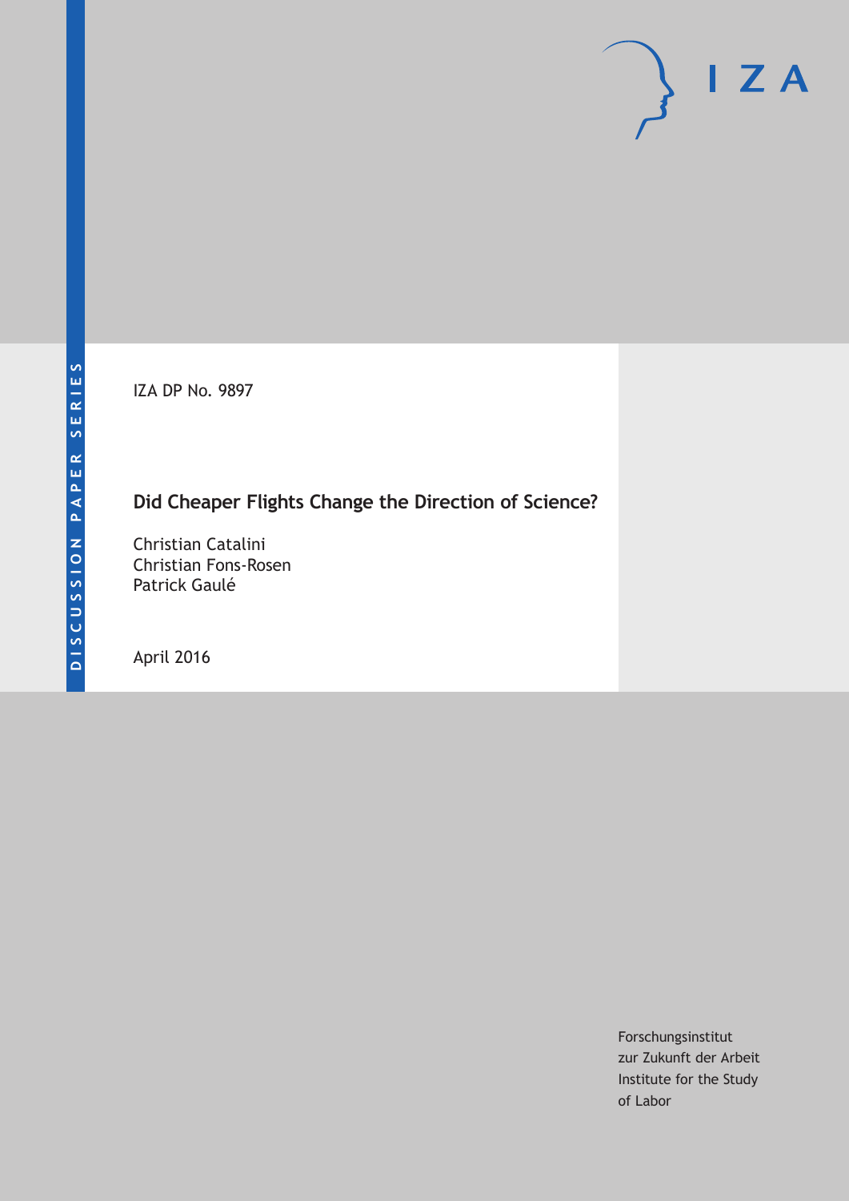DISCUSSION PAPER SERIES

IZA DP No. 9897

# Did Cheaper Flights Change the Direction of Science?

Christian Catalini
Christian Fons-Rosen
Patrick Gaulé

April 2016

IZA

Forschungsinstitut
zur Zukunft der Arbeit
Institute for the Study
of Labor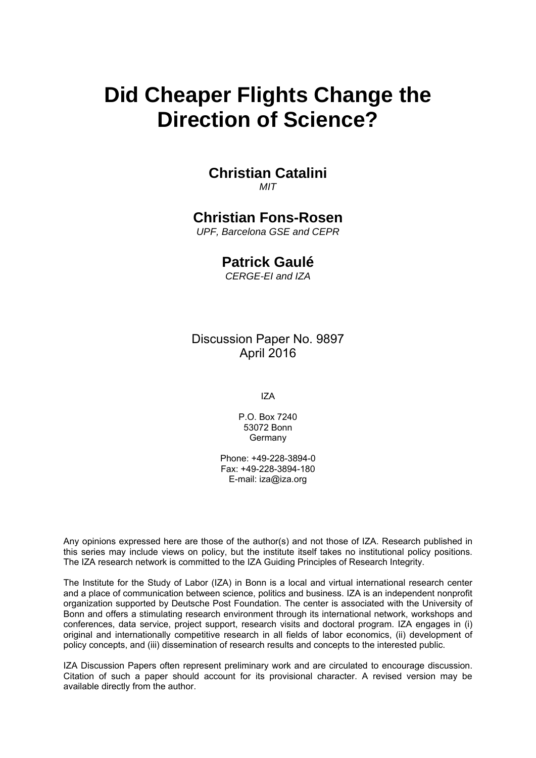# Did Cheaper Flights Change the Direction of Science?

**Christian Catalini**
*MIT*

**Christian Fons-Rosen**
*UPF, Barcelona GSE and CEPR*

**Patrick Gaulé**
*CERGE-EI and IZA*

Discussion Paper No. 9897
April 2016

IZA

P.O. Box 7240
53072 Bonn
Germany

Phone: +49-228-3894-0
Fax: +49-228-3894-180
E-mail: iza@iza.org

Any opinions expressed here are those of the author(s) and not those of IZA. Research published in this series may include views on policy, but the institute itself takes no institutional policy positions. The IZA research network is committed to the IZA Guiding Principles of Research Integrity.

The Institute for the Study of Labor (IZA) in Bonn is a local and virtual international research center and a place of communication between science, politics and business. IZA is an independent nonprofit organization supported by Deutsche Post Foundation. The center is associated with the University of Bonn and offers a stimulating research environment through its international network, workshops and conferences, data service, project support, research visits and doctoral program. IZA engages in (i) original and internationally competitive research in all fields of labor economics, (ii) development of policy concepts, and (iii) dissemination of research results and concepts to the interested public.

IZA Discussion Papers often represent preliminary work and are circulated to encourage discussion. Citation of such a paper should account for its provisional character. A revised version may be available directly from the author.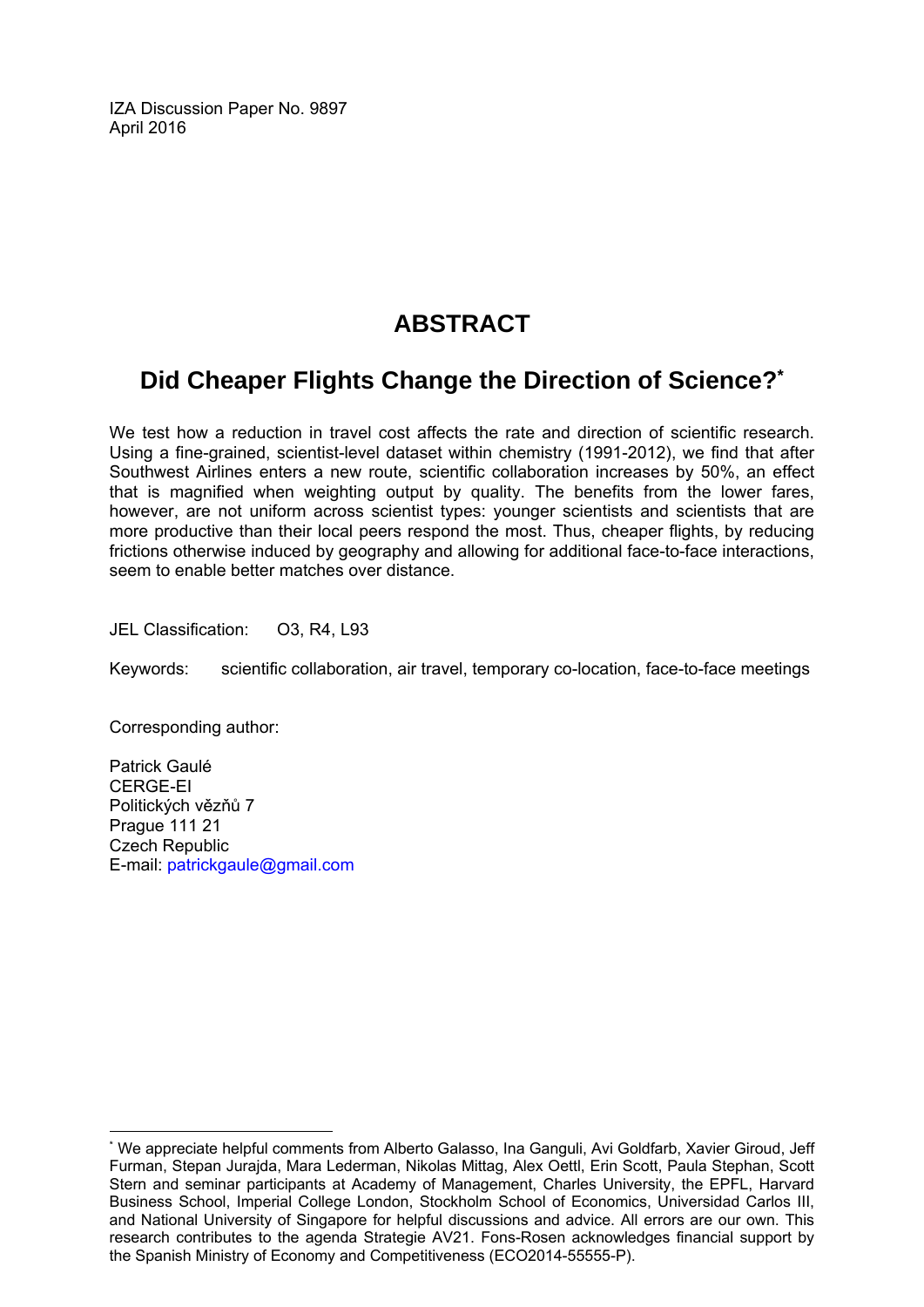IZA Discussion Paper No. 9897
April 2016

# ABSTRACT

## Did Cheaper Flights Change the Direction of Science?[*]

We test how a reduction in travel cost affects the rate and direction of scientific research. Using a fine-grained, scientist-level dataset within chemistry (1991-2012), we find that after Southwest Airlines enters a new route, scientific collaboration increases by 50%, an effect that is magnified when weighting output by quality. The benefits from the lower fares, however, are not uniform across scientist types: younger scientists and scientists that are more productive than their local peers respond the most. Thus, cheaper flights, by reducing frictions otherwise induced by geography and allowing for additional face-to-face interactions, seem to enable better matches over distance.

JEL Classification: O3, R4, L93

Keywords: scientific collaboration, air travel, temporary co-location, face-to-face meetings

Corresponding author:

Patrick Gaulé
CERGE-EI
Politických vězňů 7
Prague 111 21
Czech Republic
E-mail: patrickgaule@gmail.com

---

[*] We appreciate helpful comments from Alberto Galasso, Ina Ganguli, Avi Goldfarb, Xavier Giroud, Jeff Furman, Stepan Jurajda, Mara Lederman, Nikolas Mittag, Alex Oettl, Erin Scott, Paula Stephan, Scott Stern and seminar participants at Academy of Management, Charles University, the EPFL, Harvard Business School, Imperial College London, Stockholm School of Economics, Universidad Carlos III, and National University of Singapore for helpful discussions and advice. All errors are our own. This research contributes to the agenda Strategie AV21. Fons-Rosen acknowledges financial support by the Spanish Ministry of Economy and Competitiveness (ECO2014-55555-P).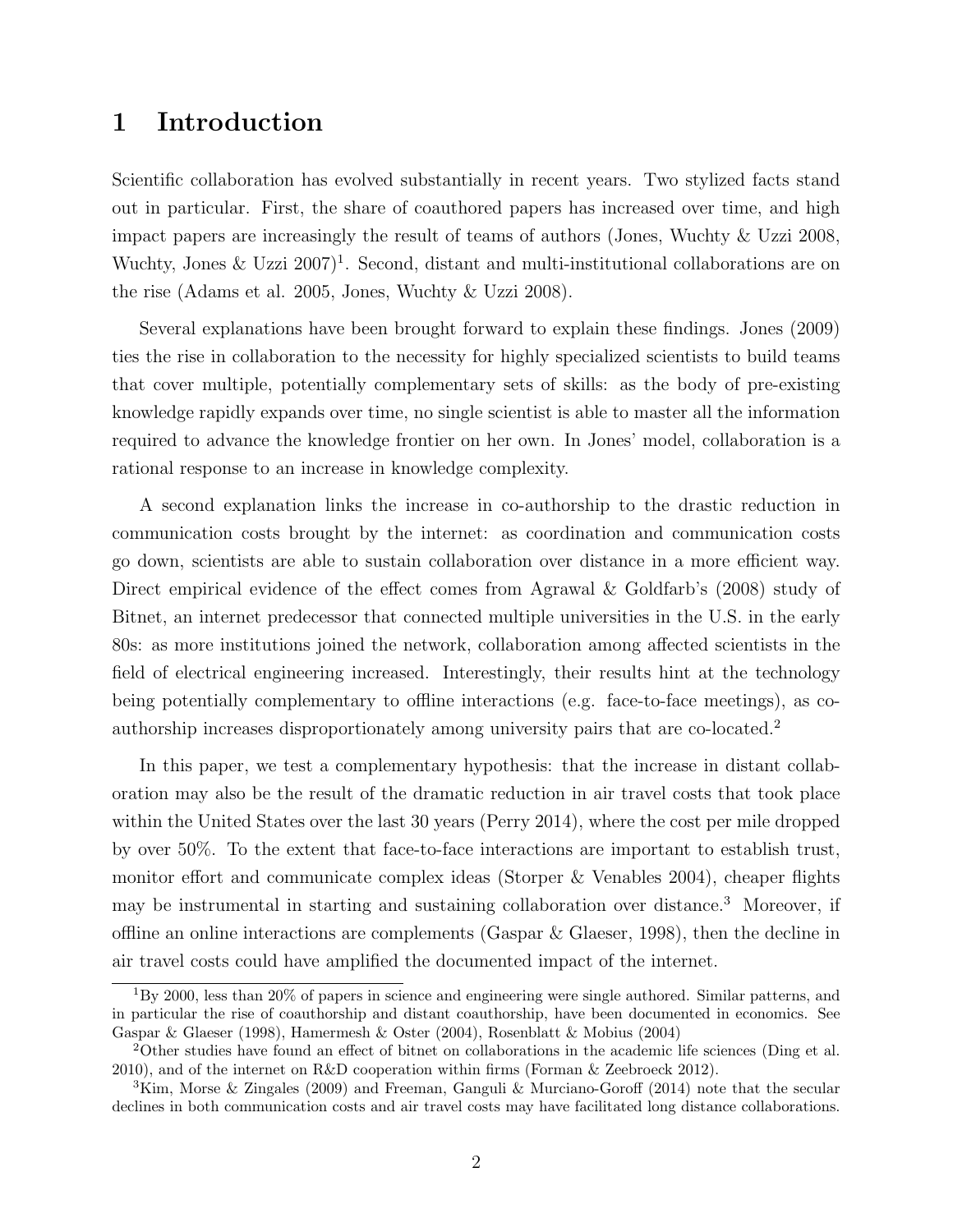# 1 Introduction

Scientific collaboration has evolved substantially in recent years. Two stylized facts stand out in particular. First, the share of coauthored papers has increased over time, and high impact papers are increasingly the result of teams of authors (Jones, Wuchty & Uzzi 2008, Wuchty, Jones & Uzzi 2007)[1]. Second, distant and multi-institutional collaborations are on the rise (Adams et al. 2005, Jones, Wuchty & Uzzi 2008).

Several explanations have been brought forward to explain these findings. Jones (2009) ties the rise in collaboration to the necessity for highly specialized scientists to build teams that cover multiple, potentially complementary sets of skills: as the body of pre-existing knowledge rapidly expands over time, no single scientist is able to master all the information required to advance the knowledge frontier on her own. In Jones' model, collaboration is a rational response to an increase in knowledge complexity.

A second explanation links the increase in co-authorship to the drastic reduction in communication costs brought by the internet: as coordination and communication costs go down, scientists are able to sustain collaboration over distance in a more efficient way. Direct empirical evidence of the effect comes from Agrawal & Goldfarb's (2008) study of Bitnet, an internet predecessor that connected multiple universities in the U.S. in the early 80s: as more institutions joined the network, collaboration among affected scientists in the field of electrical engineering increased. Interestingly, their results hint at the technology being potentially complementary to offline interactions (e.g. face-to-face meetings), as co-authorship increases disproportionately among university pairs that are co-located.[2]

In this paper, we test a complementary hypothesis: that the increase in distant collaboration may also be the result of the dramatic reduction in air travel costs that took place within the United States over the last 30 years (Perry 2014), where the cost per mile dropped by over 50%. To the extent that face-to-face interactions are important to establish trust, monitor effort and communicate complex ideas (Storper & Venables 2004), cheaper flights may be instrumental in starting and sustaining collaboration over distance.[3] Moreover, if offline an online interactions are complements (Gaspar & Glaeser, 1998), then the decline in air travel costs could have amplified the documented impact of the internet.

[1] By 2000, less than 20% of papers in science and engineering were single authored. Similar patterns, and in particular the rise of coauthorship and distant coauthorship, have been documented in economics. See Gaspar & Glaeser (1998), Hamermesh & Oster (2004), Rosenblatt & Mobius (2004)

[2] Other studies have found an effect of bitnet on collaborations in the academic life sciences (Ding et al. 2010), and of the internet on R&D cooperation within firms (Forman & Zeebroeck 2012).

[3] Kim, Morse & Zingales (2009) and Freeman, Ganguli & Murciano-Goroff (2014) note that the secular declines in both communication costs and air travel costs may have facilitated long distance collaborations.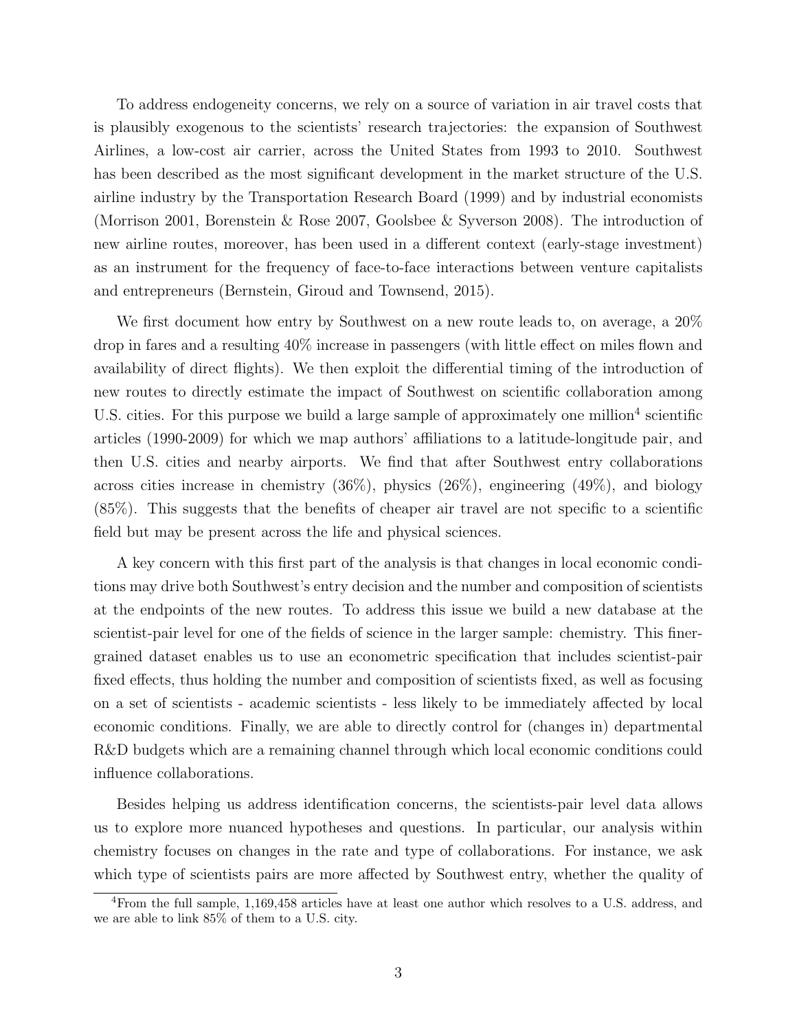To address endogeneity concerns, we rely on a source of variation in air travel costs that is plausibly exogenous to the scientists' research trajectories: the expansion of Southwest Airlines, a low-cost air carrier, across the United States from 1993 to 2010. Southwest has been described as the most significant development in the market structure of the U.S. airline industry by the Transportation Research Board (1999) and by industrial economists (Morrison 2001, Borenstein & Rose 2007, Goolsbee & Syverson 2008). The introduction of new airline routes, moreover, has been used in a different context (early-stage investment) as an instrument for the frequency of face-to-face interactions between venture capitalists and entrepreneurs (Bernstein, Giroud and Townsend, 2015).

We first document how entry by Southwest on a new route leads to, on average, a 20% drop in fares and a resulting 40% increase in passengers (with little effect on miles flown and availability of direct flights). We then exploit the differential timing of the introduction of new routes to directly estimate the impact of Southwest on scientific collaboration among U.S. cities. For this purpose we build a large sample of approximately one million[4] scientific articles (1990-2009) for which we map authors' affiliations to a latitude-longitude pair, and then U.S. cities and nearby airports. We find that after Southwest entry collaborations across cities increase in chemistry (36%), physics (26%), engineering (49%), and biology (85%). This suggests that the benefits of cheaper air travel are not specific to a scientific field but may be present across the life and physical sciences.

A key concern with this first part of the analysis is that changes in local economic conditions may drive both Southwest's entry decision and the number and composition of scientists at the endpoints of the new routes. To address this issue we build a new database at the scientist-pair level for one of the fields of science in the larger sample: chemistry. This finer-grained dataset enables us to use an econometric specification that includes scientist-pair fixed effects, thus holding the number and composition of scientists fixed, as well as focusing on a set of scientists - academic scientists - less likely to be immediately affected by local economic conditions. Finally, we are able to directly control for (changes in) departmental R&D budgets which are a remaining channel through which local economic conditions could influence collaborations.

Besides helping us address identification concerns, the scientists-pair level data allows us to explore more nuanced hypotheses and questions. In particular, our analysis within chemistry focuses on changes in the rate and type of collaborations. For instance, we ask which type of scientists pairs are more affected by Southwest entry, whether the quality of

[4] From the full sample, 1,169,458 articles have at least one author which resolves to a U.S. address, and we are able to link 85% of them to a U.S. city.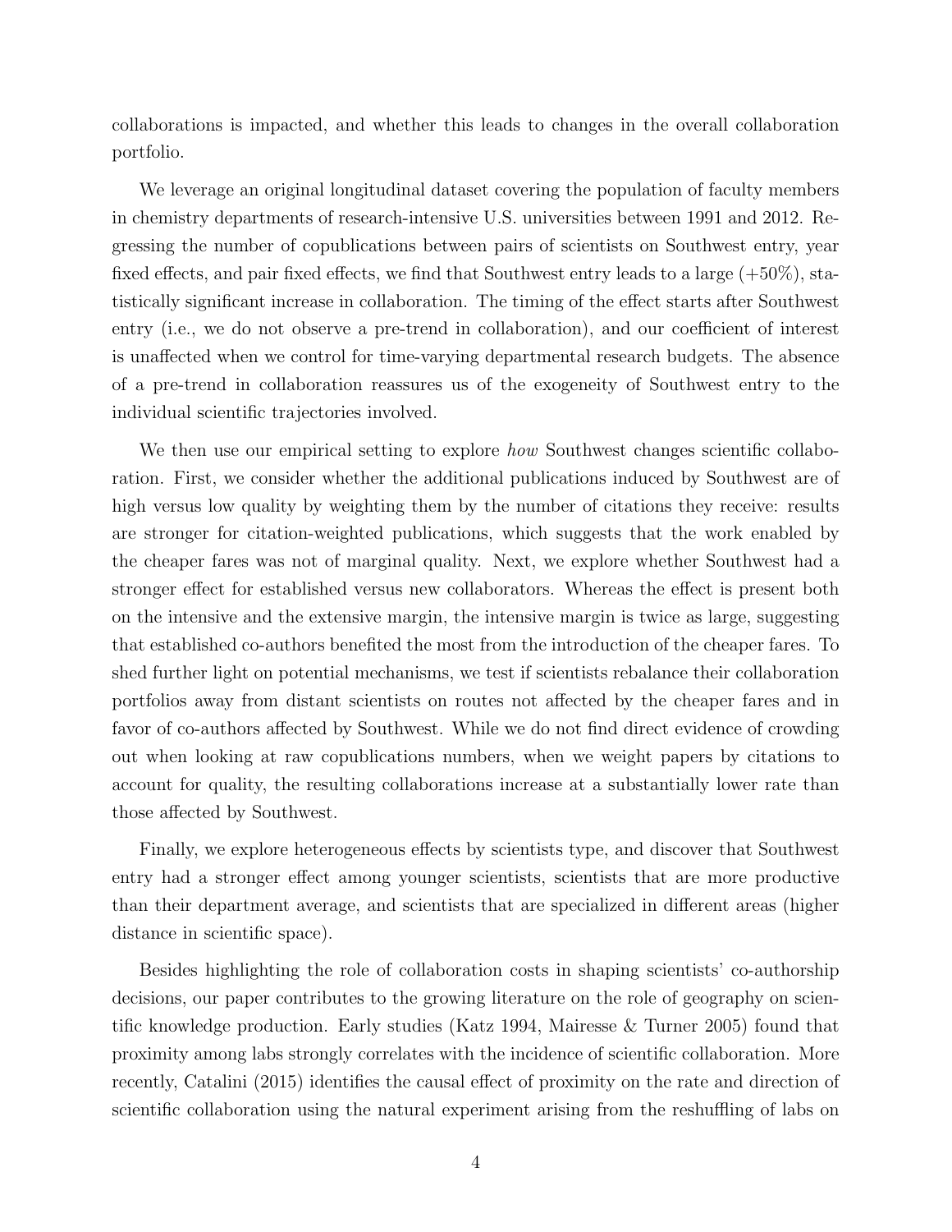collaborations is impacted, and whether this leads to changes in the overall collaboration portfolio.

We leverage an original longitudinal dataset covering the population of faculty members in chemistry departments of research-intensive U.S. universities between 1991 and 2012. Regressing the number of copublications between pairs of scientists on Southwest entry, year fixed effects, and pair fixed effects, we find that Southwest entry leads to a large (+50%), statistically significant increase in collaboration. The timing of the effect starts after Southwest entry (i.e., we do not observe a pre-trend in collaboration), and our coefficient of interest is unaffected when we control for time-varying departmental research budgets. The absence of a pre-trend in collaboration reassures us of the exogeneity of Southwest entry to the individual scientific trajectories involved.

We then use our empirical setting to explore *how* Southwest changes scientific collaboration. First, we consider whether the additional publications induced by Southwest are of high versus low quality by weighting them by the number of citations they receive: results are stronger for citation-weighted publications, which suggests that the work enabled by the cheaper fares was not of marginal quality. Next, we explore whether Southwest had a stronger effect for established versus new collaborators. Whereas the effect is present both on the intensive and the extensive margin, the intensive margin is twice as large, suggesting that established co-authors benefited the most from the introduction of the cheaper fares. To shed further light on potential mechanisms, we test if scientists rebalance their collaboration portfolios away from distant scientists on routes not affected by the cheaper fares and in favor of co-authors affected by Southwest. While we do not find direct evidence of crowding out when looking at raw copublications numbers, when we weight papers by citations to account for quality, the resulting collaborations increase at a substantially lower rate than those affected by Southwest.

Finally, we explore heterogeneous effects by scientists type, and discover that Southwest entry had a stronger effect among younger scientists, scientists that are more productive than their department average, and scientists that are specialized in different areas (higher distance in scientific space).

Besides highlighting the role of collaboration costs in shaping scientists' co-authorship decisions, our paper contributes to the growing literature on the role of geography on scientific knowledge production. Early studies (Katz 1994, Mairesse & Turner 2005) found that proximity among labs strongly correlates with the incidence of scientific collaboration. More recently, Catalini (2015) identifies the causal effect of proximity on the rate and direction of scientific collaboration using the natural experiment arising from the reshuffling of labs on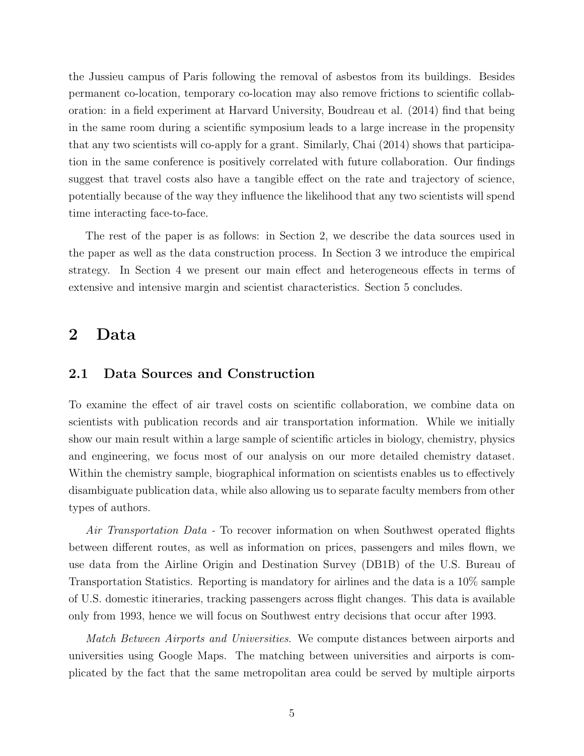the Jussieu campus of Paris following the removal of asbestos from its buildings. Besides permanent co-location, temporary co-location may also remove frictions to scientific collaboration: in a field experiment at Harvard University, Boudreau et al. (2014) find that being in the same room during a scientific symposium leads to a large increase in the propensity that any two scientists will co-apply for a grant. Similarly, Chai (2014) shows that participation in the same conference is positively correlated with future collaboration. Our findings suggest that travel costs also have a tangible effect on the rate and trajectory of science, potentially because of the way they influence the likelihood that any two scientists will spend time interacting face-to-face.

The rest of the paper is as follows: in Section 2, we describe the data sources used in the paper as well as the data construction process. In Section 3 we introduce the empirical strategy. In Section 4 we present our main effect and heterogeneous effects in terms of extensive and intensive margin and scientist characteristics. Section 5 concludes.

# 2 Data

## 2.1 Data Sources and Construction

To examine the effect of air travel costs on scientific collaboration, we combine data on scientists with publication records and air transportation information. While we initially show our main result within a large sample of scientific articles in biology, chemistry, physics and engineering, we focus most of our analysis on our more detailed chemistry dataset. Within the chemistry sample, biographical information on scientists enables us to effectively disambiguate publication data, while also allowing us to separate faculty members from other types of authors.

*Air Transportation Data* - To recover information on when Southwest operated flights between different routes, as well as information on prices, passengers and miles flown, we use data from the Airline Origin and Destination Survey (DB1B) of the U.S. Bureau of Transportation Statistics. Reporting is mandatory for airlines and the data is a 10% sample of U.S. domestic itineraries, tracking passengers across flight changes. This data is available only from 1993, hence we will focus on Southwest entry decisions that occur after 1993.

*Match Between Airports and Universities*. We compute distances between airports and universities using Google Maps. The matching between universities and airports is complicated by the fact that the same metropolitan area could be served by multiple airports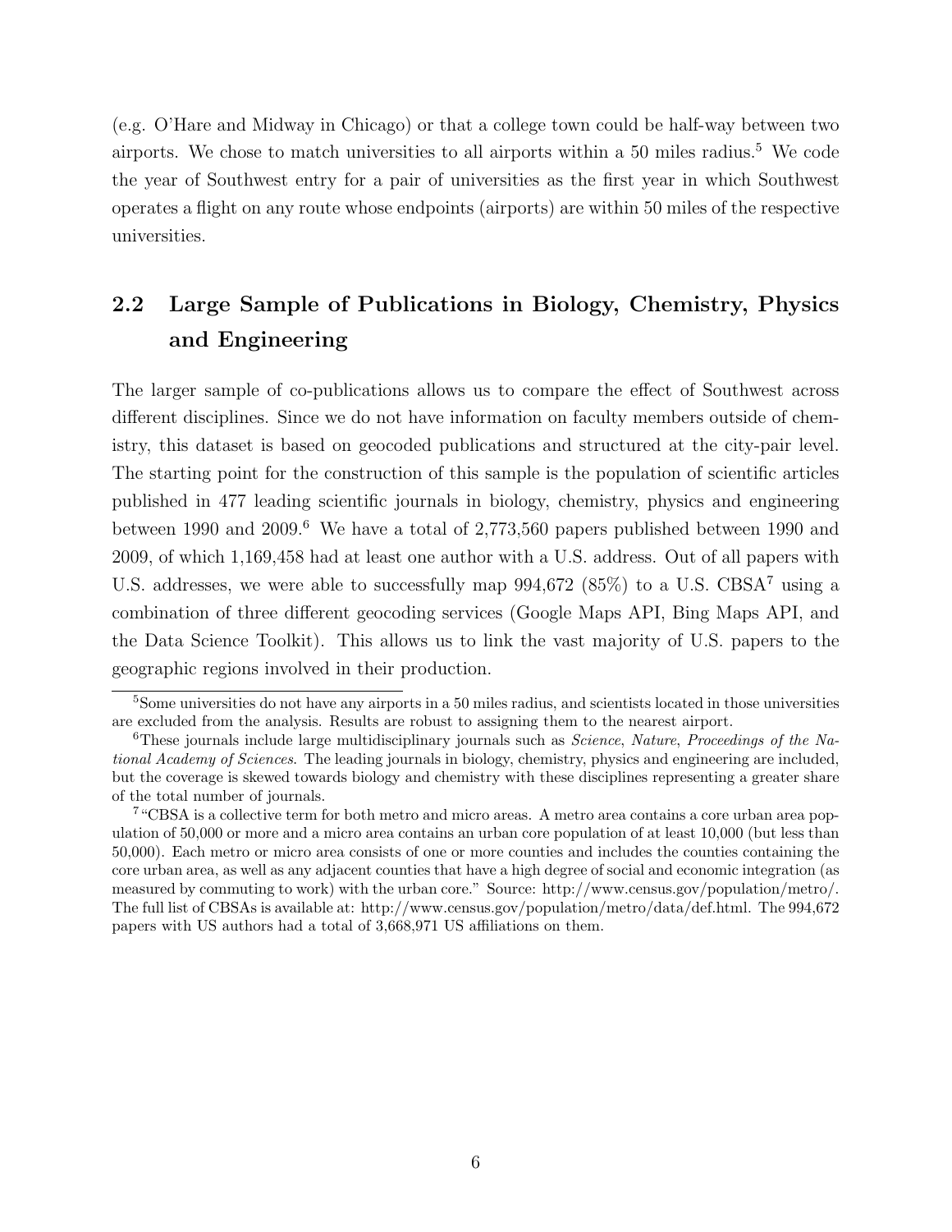(e.g. O'Hare and Midway in Chicago) or that a college town could be half-way between two airports. We chose to match universities to all airports within a 50 miles radius.[5] We code the year of Southwest entry for a pair of universities as the first year in which Southwest operates a flight on any route whose endpoints (airports) are within 50 miles of the respective universities.

## 2.2 Large Sample of Publications in Biology, Chemistry, Physics and Engineering

The larger sample of co-publications allows us to compare the effect of Southwest across different disciplines. Since we do not have information on faculty members outside of chemistry, this dataset is based on geocoded publications and structured at the city-pair level. The starting point for the construction of this sample is the population of scientific articles published in 477 leading scientific journals in biology, chemistry, physics and engineering between 1990 and 2009.[6] We have a total of 2,773,560 papers published between 1990 and 2009, of which 1,169,458 had at least one author with a U.S. address. Out of all papers with U.S. addresses, we were able to successfully map 994,672 (85%) to a U.S. CBSA[7] using a combination of three different geocoding services (Google Maps API, Bing Maps API, and the Data Science Toolkit). This allows us to link the vast majority of U.S. papers to the geographic regions involved in their production.

[5] Some universities do not have any airports in a 50 miles radius, and scientists located in those universities are excluded from the analysis. Results are robust to assigning them to the nearest airport.

[6] These journals include large multidisciplinary journals such as *Science*, *Nature*, *Proceedings of the National Academy of Sciences*. The leading journals in biology, chemistry, physics and engineering are included, but the coverage is skewed towards biology and chemistry with these disciplines representing a greater share of the total number of journals.

[7] "CBSA is a collective term for both metro and micro areas. A metro area contains a core urban area population of 50,000 or more and a micro area contains an urban core population of at least 10,000 (but less than 50,000). Each metro or micro area consists of one or more counties and includes the counties containing the core urban area, as well as any adjacent counties that have a high degree of social and economic integration (as measured by commuting to work) with the urban core." Source: http://www.census.gov/population/metro/. The full list of CBSAs is available at: http://www.census.gov/population/metro/data/def.html. The 994,672 papers with US authors had a total of 3,668,971 US affiliations on them.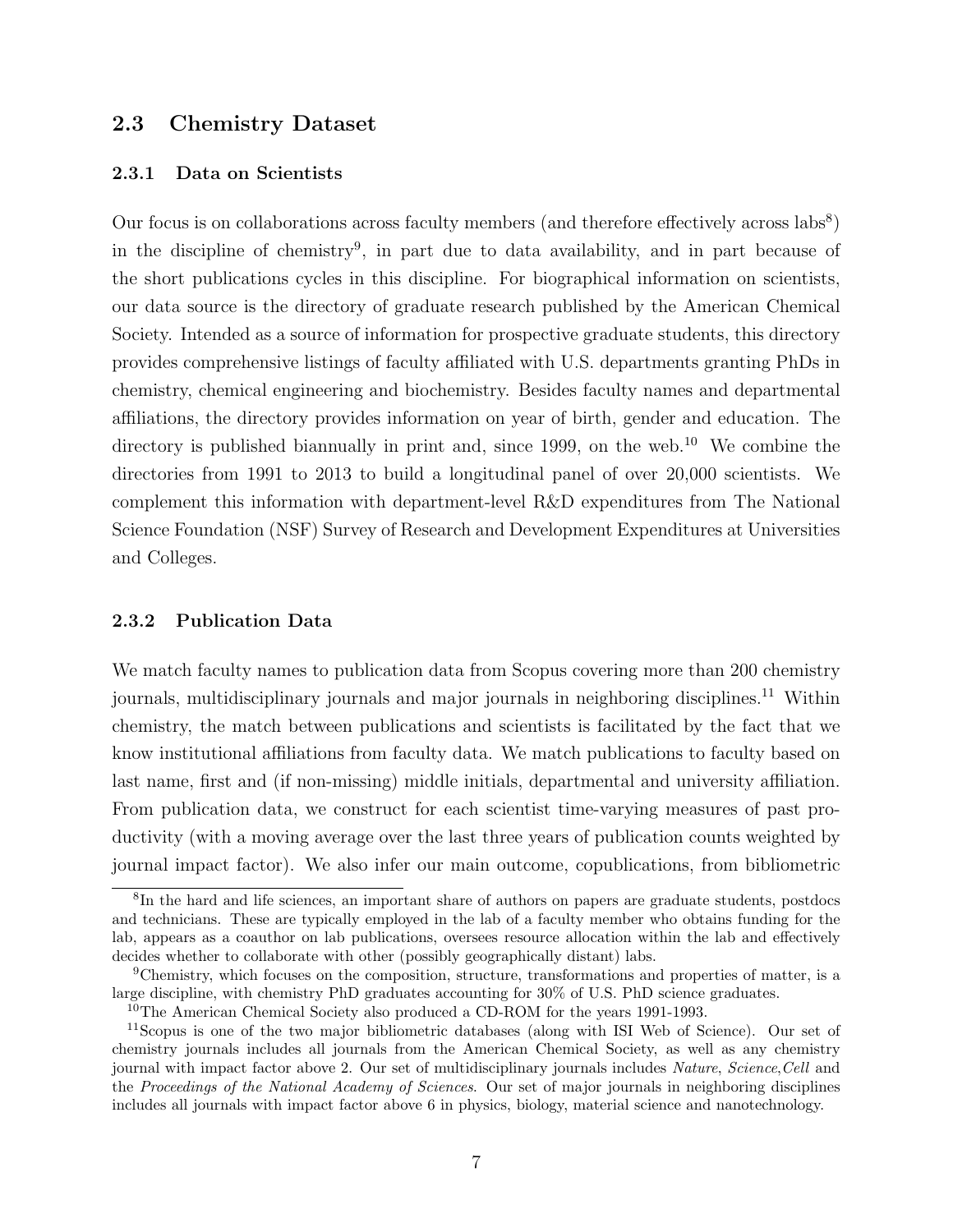## 2.3 Chemistry Dataset

### 2.3.1 Data on Scientists

Our focus is on collaborations across faculty members (and therefore effectively across labs[8]) in the discipline of chemistry[9], in part due to data availability, and in part because of the short publications cycles in this discipline. For biographical information on scientists, our data source is the directory of graduate research published by the American Chemical Society. Intended as a source of information for prospective graduate students, this directory provides comprehensive listings of faculty affiliated with U.S. departments granting PhDs in chemistry, chemical engineering and biochemistry. Besides faculty names and departmental affiliations, the directory provides information on year of birth, gender and education. The directory is published biannually in print and, since 1999, on the web.[10] We combine the directories from 1991 to 2013 to build a longitudinal panel of over 20,000 scientists. We complement this information with department-level R&D expenditures from The National Science Foundation (NSF) Survey of Research and Development Expenditures at Universities and Colleges.

### 2.3.2 Publication Data

We match faculty names to publication data from Scopus covering more than 200 chemistry journals, multidisciplinary journals and major journals in neighboring disciplines.[11] Within chemistry, the match between publications and scientists is facilitated by the fact that we know institutional affiliations from faculty data. We match publications to faculty based on last name, first and (if non-missing) middle initials, departmental and university affiliation. From publication data, we construct for each scientist time-varying measures of past productivity (with a moving average over the last three years of publication counts weighted by journal impact factor). We also infer our main outcome, copublications, from bibliometric

[8] In the hard and life sciences, an important share of authors on papers are graduate students, postdocs and technicians. These are typically employed in the lab of a faculty member who obtains funding for the lab, appears as a coauthor on lab publications, oversees resource allocation within the lab and effectively decides whether to collaborate with other (possibly geographically distant) labs.

[9] Chemistry, which focuses on the composition, structure, transformations and properties of matter, is a large discipline, with chemistry PhD graduates accounting for 30% of U.S. PhD science graduates.

[10] The American Chemical Society also produced a CD-ROM for the years 1991-1993.

[11] Scopus is one of the two major bibliometric databases (along with ISI Web of Science). Our set of chemistry journals includes all journals from the American Chemical Society, as well as any chemistry journal with impact factor above 2. Our set of multidisciplinary journals includes *Nature*, *Science*, *Cell* and the *Proceedings of the National Academy of Sciences*. Our set of major journals in neighboring disciplines includes all journals with impact factor above 6 in physics, biology, material science and nanotechnology.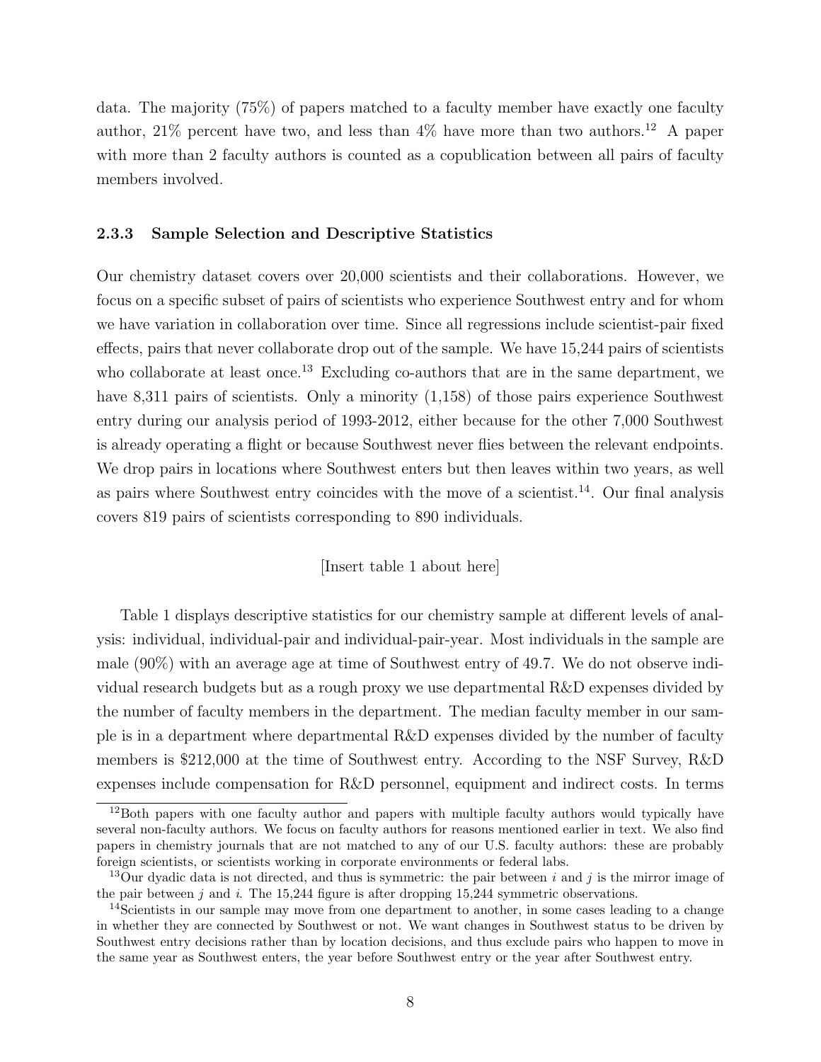data. The majority (75%) of papers matched to a faculty member have exactly one faculty author, 21% percent have two, and less than 4% have more than two authors.[12] A paper with more than 2 faculty authors is counted as a copublication between all pairs of faculty members involved.

### 2.3.3 Sample Selection and Descriptive Statistics

Our chemistry dataset covers over 20,000 scientists and their collaborations. However, we focus on a specific subset of pairs of scientists who experience Southwest entry and for whom we have variation in collaboration over time. Since all regressions include scientist-pair fixed effects, pairs that never collaborate drop out of the sample. We have 15,244 pairs of scientists who collaborate at least once.[13] Excluding co-authors that are in the same department, we have 8,311 pairs of scientists. Only a minority (1,158) of those pairs experience Southwest entry during our analysis period of 1993-2012, either because for the other 7,000 Southwest is already operating a flight or because Southwest never flies between the relevant endpoints. We drop pairs in locations where Southwest enters but then leaves within two years, as well as pairs where Southwest entry coincides with the move of a scientist.[14]. Our final analysis covers 819 pairs of scientists corresponding to 890 individuals.

[Insert table 1 about here]

Table 1 displays descriptive statistics for our chemistry sample at different levels of analysis: individual, individual-pair and individual-pair-year. Most individuals in the sample are male (90%) with an average age at time of Southwest entry of 49.7. We do not observe individual research budgets but as a rough proxy we use departmental R&D expenses divided by the number of faculty members in the department. The median faculty member in our sample is in a department where departmental R&D expenses divided by the number of faculty members is $212,000 at the time of Southwest entry. According to the NSF Survey, R&D expenses include compensation for R&D personnel, equipment and indirect costs. In terms

[12] Both papers with one faculty author and papers with multiple faculty authors would typically have several non-faculty authors. We focus on faculty authors for reasons mentioned earlier in text. We also find papers in chemistry journals that are not matched to any of our U.S. faculty authors: these are probably foreign scientists, or scientists working in corporate environments or federal labs.

[13] Our dyadic data is not directed, and thus is symmetric: the pair between $i$ and $j$ is the mirror image of the pair between $j$ and $i$. The 15,244 figure is after dropping 15,244 symmetric observations.

[14] Scientists in our sample may move from one department to another, in some cases leading to a change in whether they are connected by Southwest or not. We want changes in Southwest status to be driven by Southwest entry decisions rather than by location decisions, and thus exclude pairs who happen to move in the same year as Southwest enters, the year before Southwest entry or the year after Southwest entry.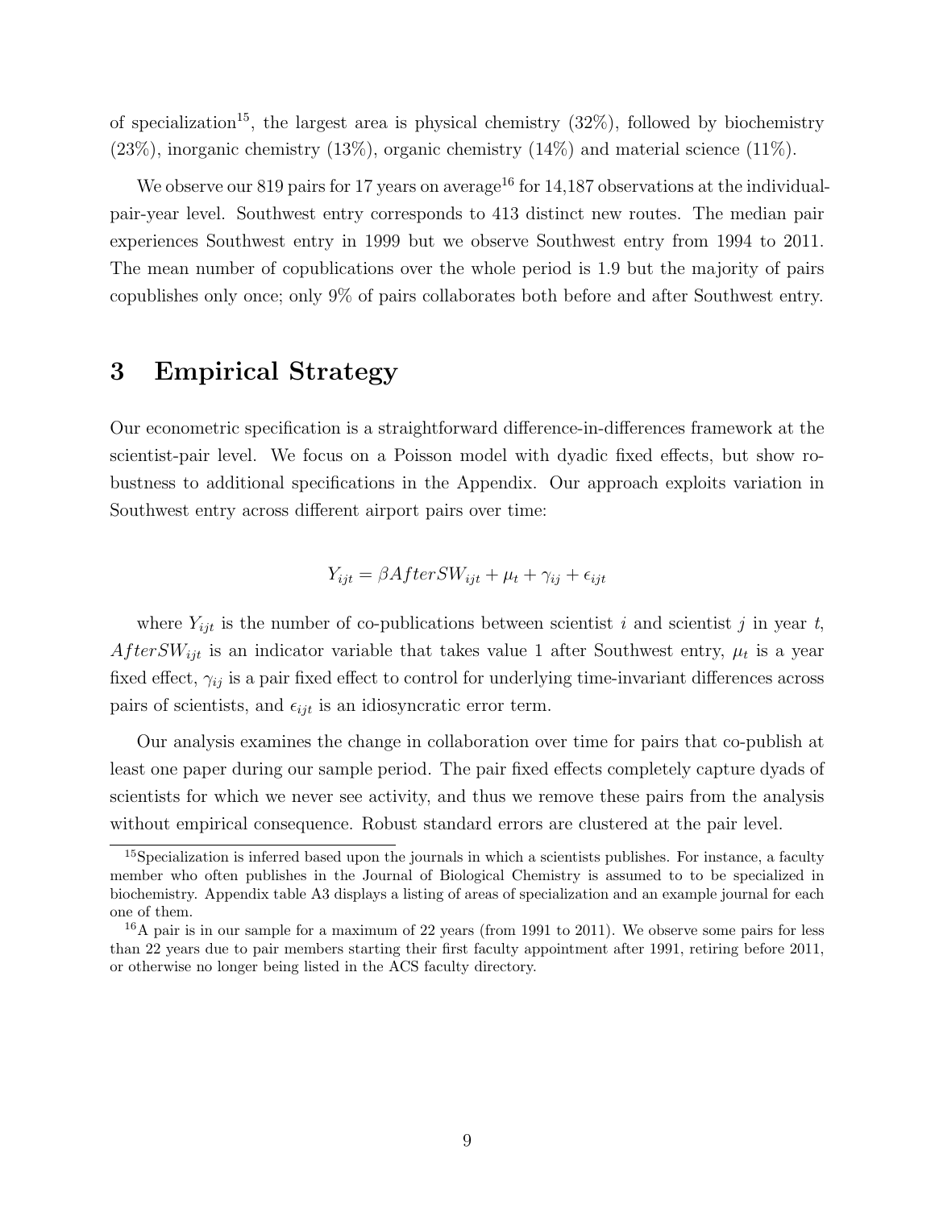of specialization[15], the largest area is physical chemistry (32%), followed by biochemistry (23%), inorganic chemistry (13%), organic chemistry (14%) and material science (11%).

We observe our 819 pairs for 17 years on average[16] for 14,187 observations at the individual-pair-year level. Southwest entry corresponds to 413 distinct new routes. The median pair experiences Southwest entry in 1999 but we observe Southwest entry from 1994 to 2011. The mean number of copublications over the whole period is 1.9 but the majority of pairs copublishes only once; only 9% of pairs collaborates both before and after Southwest entry.

# 3 Empirical Strategy

Our econometric specification is a straightforward difference-in-differences framework at the scientist-pair level. We focus on a Poisson model with dyadic fixed effects, but show robustness to additional specifications in the Appendix. Our approach exploits variation in Southwest entry across different airport pairs over time:

$$Y_{ijt} = \beta AfterSW_{ijt} + \mu_t + \gamma_{ij} + \epsilon_{ijt}$$

where $Y_{ijt}$ is the number of co-publications between scientist $i$ and scientist $j$ in year $t$, $AfterSW_{ijt}$ is an indicator variable that takes value 1 after Southwest entry, $\mu_t$ is a year fixed effect, $\gamma_{ij}$ is a pair fixed effect to control for underlying time-invariant differences across pairs of scientists, and $\epsilon_{ijt}$ is an idiosyncratic error term.

Our analysis examines the change in collaboration over time for pairs that co-publish at least one paper during our sample period. The pair fixed effects completely capture dyads of scientists for which we never see activity, and thus we remove these pairs from the analysis without empirical consequence. Robust standard errors are clustered at the pair level.

[15] Specialization is inferred based upon the journals in which a scientists publishes. For instance, a faculty member who often publishes in the Journal of Biological Chemistry is assumed to to be specialized in biochemistry. Appendix table A3 displays a listing of areas of specialization and an example journal for each one of them.

[16] A pair is in our sample for a maximum of 22 years (from 1991 to 2011). We observe some pairs for less than 22 years due to pair members starting their first faculty appointment after 1991, retiring before 2011, or otherwise no longer being listed in the ACS faculty directory.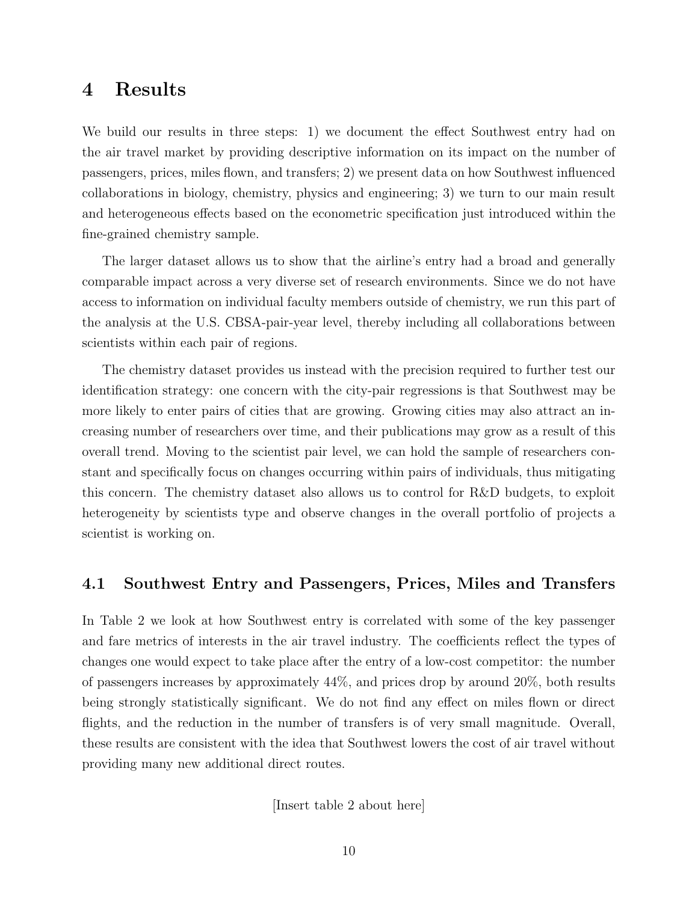# 4 Results

We build our results in three steps: 1) we document the effect Southwest entry had on the air travel market by providing descriptive information on its impact on the number of passengers, prices, miles flown, and transfers; 2) we present data on how Southwest influenced collaborations in biology, chemistry, physics and engineering; 3) we turn to our main result and heterogeneous effects based on the econometric specification just introduced within the fine-grained chemistry sample.

The larger dataset allows us to show that the airline's entry had a broad and generally comparable impact across a very diverse set of research environments. Since we do not have access to information on individual faculty members outside of chemistry, we run this part of the analysis at the U.S. CBSA-pair-year level, thereby including all collaborations between scientists within each pair of regions.

The chemistry dataset provides us instead with the precision required to further test our identification strategy: one concern with the city-pair regressions is that Southwest may be more likely to enter pairs of cities that are growing. Growing cities may also attract an increasing number of researchers over time, and their publications may grow as a result of this overall trend. Moving to the scientist pair level, we can hold the sample of researchers constant and specifically focus on changes occurring within pairs of individuals, thus mitigating this concern. The chemistry dataset also allows us to control for R&D budgets, to exploit heterogeneity by scientists type and observe changes in the overall portfolio of projects a scientist is working on.

## 4.1 Southwest Entry and Passengers, Prices, Miles and Transfers

In Table 2 we look at how Southwest entry is correlated with some of the key passenger and fare metrics of interests in the air travel industry. The coefficients reflect the types of changes one would expect to take place after the entry of a low-cost competitor: the number of passengers increases by approximately 44%, and prices drop by around 20%, both results being strongly statistically significant. We do not find any effect on miles flown or direct flights, and the reduction in the number of transfers is of very small magnitude. Overall, these results are consistent with the idea that Southwest lowers the cost of air travel without providing many new additional direct routes.

[Insert table 2 about here]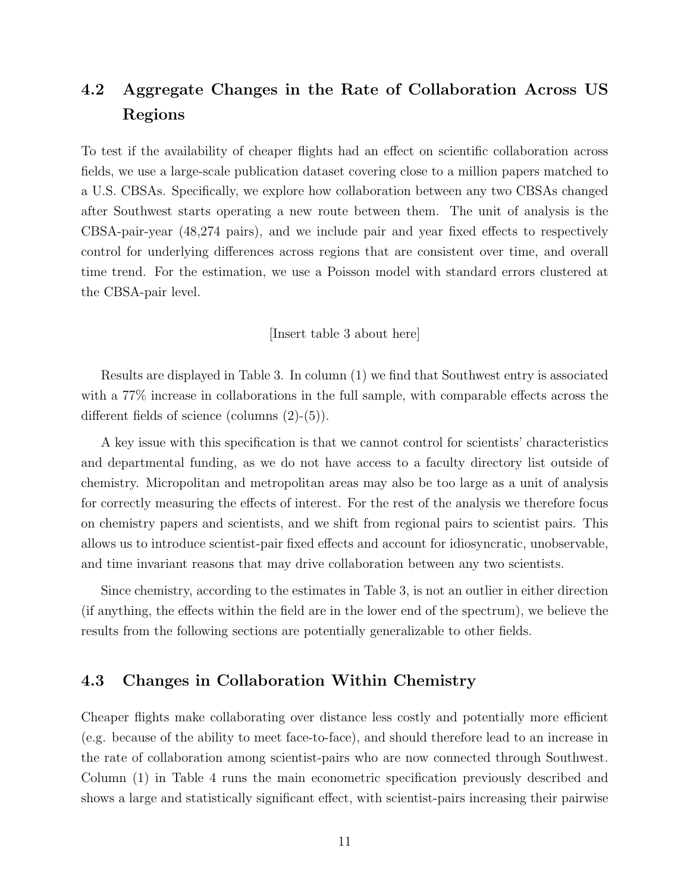## 4.2 Aggregate Changes in the Rate of Collaboration Across US Regions

To test if the availability of cheaper flights had an effect on scientific collaboration across fields, we use a large-scale publication dataset covering close to a million papers matched to a U.S. CBSAs. Specifically, we explore how collaboration between any two CBSAs changed after Southwest starts operating a new route between them. The unit of analysis is the CBSA-pair-year (48,274 pairs), and we include pair and year fixed effects to respectively control for underlying differences across regions that are consistent over time, and overall time trend. For the estimation, we use a Poisson model with standard errors clustered at the CBSA-pair level.

[Insert table 3 about here]

Results are displayed in Table 3. In column (1) we find that Southwest entry is associated with a 77% increase in collaborations in the full sample, with comparable effects across the different fields of science (columns (2)-(5)).

A key issue with this specification is that we cannot control for scientists' characteristics and departmental funding, as we do not have access to a faculty directory list outside of chemistry. Micropolitan and metropolitan areas may also be too large as a unit of analysis for correctly measuring the effects of interest. For the rest of the analysis we therefore focus on chemistry papers and scientists, and we shift from regional pairs to scientist pairs. This allows us to introduce scientist-pair fixed effects and account for idiosyncratic, unobservable, and time invariant reasons that may drive collaboration between any two scientists.

Since chemistry, according to the estimates in Table 3, is not an outlier in either direction (if anything, the effects within the field are in the lower end of the spectrum), we believe the results from the following sections are potentially generalizable to other fields.

## 4.3 Changes in Collaboration Within Chemistry

Cheaper flights make collaborating over distance less costly and potentially more efficient (e.g. because of the ability to meet face-to-face), and should therefore lead to an increase in the rate of collaboration among scientist-pairs who are now connected through Southwest. Column (1) in Table 4 runs the main econometric specification previously described and shows a large and statistically significant effect, with scientist-pairs increasing their pairwise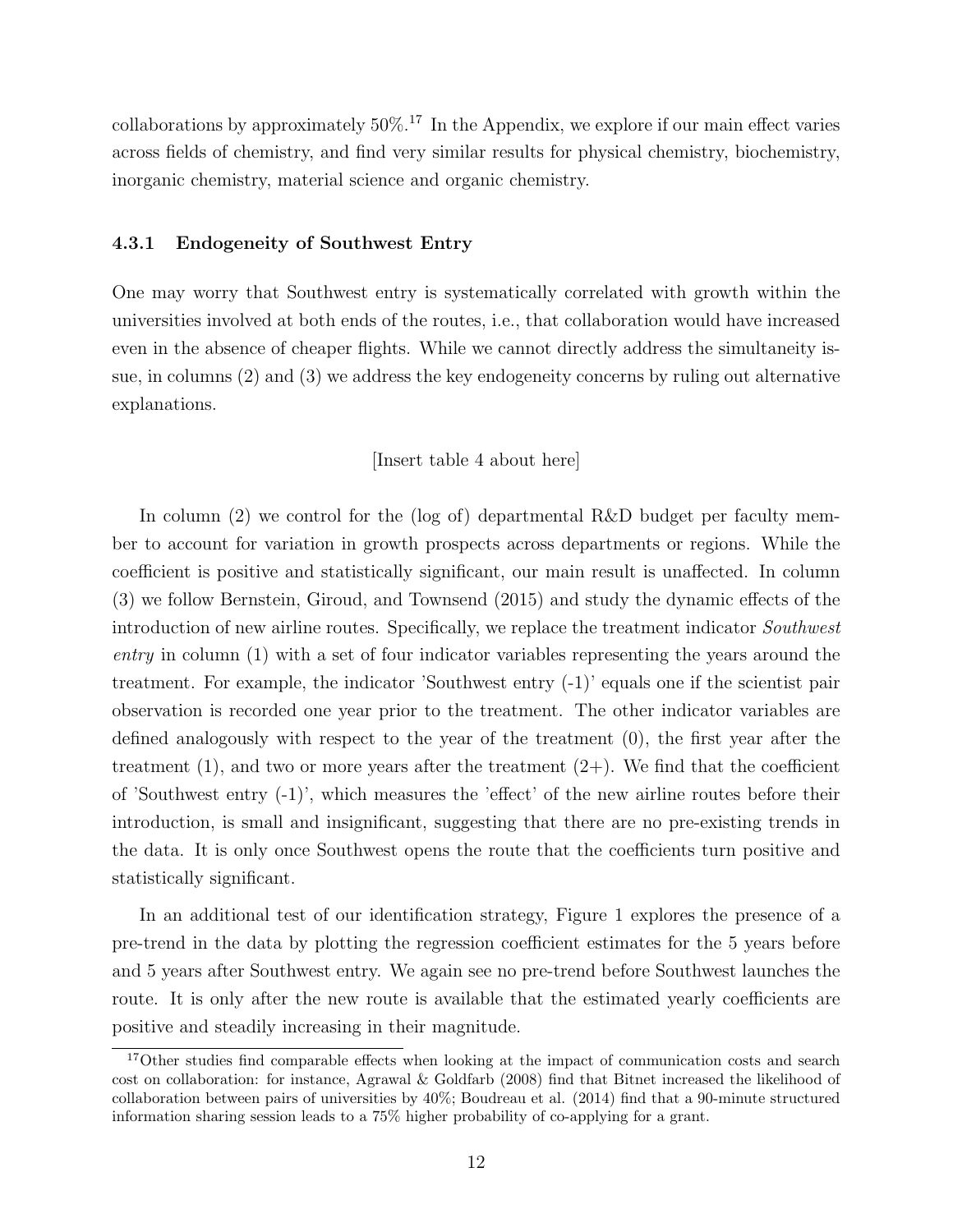collaborations by approximately 50%.[17] In the Appendix, we explore if our main effect varies across fields of chemistry, and find very similar results for physical chemistry, biochemistry, inorganic chemistry, material science and organic chemistry.

#### 4.3.1 Endogeneity of Southwest Entry

One may worry that Southwest entry is systematically correlated with growth within the universities involved at both ends of the routes, i.e., that collaboration would have increased even in the absence of cheaper flights. While we cannot directly address the simultaneity issue, in columns (2) and (3) we address the key endogeneity concerns by ruling out alternative explanations.

[Insert table 4 about here]

In column (2) we control for the (log of) departmental R&D budget per faculty member to account for variation in growth prospects across departments or regions. While the coefficient is positive and statistically significant, our main result is unaffected. In column (3) we follow Bernstein, Giroud, and Townsend (2015) and study the dynamic effects of the introduction of new airline routes. Specifically, we replace the treatment indicator *Southwest entry* in column (1) with a set of four indicator variables representing the years around the treatment. For example, the indicator 'Southwest entry (-1)' equals one if the scientist pair observation is recorded one year prior to the treatment. The other indicator variables are defined analogously with respect to the year of the treatment (0), the first year after the treatment (1), and two or more years after the treatment (2+). We find that the coefficient of 'Southwest entry (-1)', which measures the 'effect' of the new airline routes before their introduction, is small and insignificant, suggesting that there are no pre-existing trends in the data. It is only once Southwest opens the route that the coefficients turn positive and statistically significant.

In an additional test of our identification strategy, Figure 1 explores the presence of a pre-trend in the data by plotting the regression coefficient estimates for the 5 years before and 5 years after Southwest entry. We again see no pre-trend before Southwest launches the route. It is only after the new route is available that the estimated yearly coefficients are positive and steadily increasing in their magnitude.

[17] Other studies find comparable effects when looking at the impact of communication costs and search cost on collaboration: for instance, Agrawal & Goldfarb (2008) find that Bitnet increased the likelihood of collaboration between pairs of universities by 40%; Boudreau et al. (2014) find that a 90-minute structured information sharing session leads to a 75% higher probability of co-applying for a grant.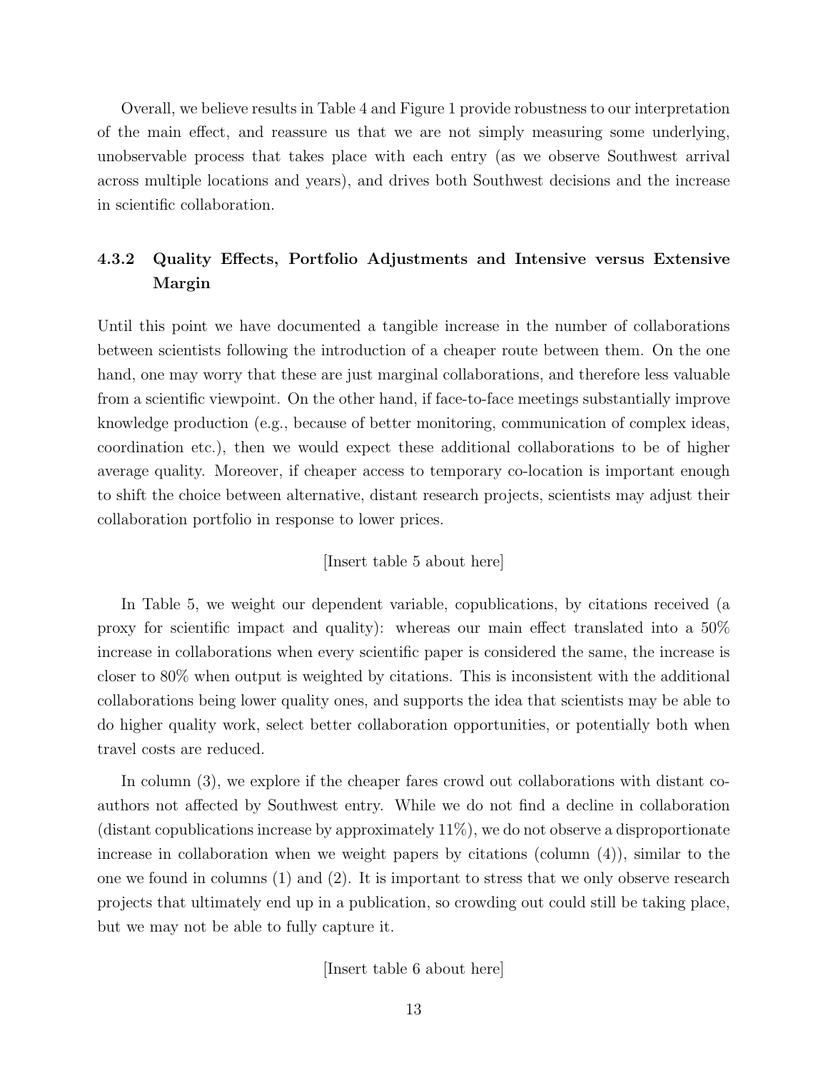Overall, we believe results in Table 4 and Figure 1 provide robustness to our interpretation of the main effect, and reassure us that we are not simply measuring some underlying, unobservable process that takes place with each entry (as we observe Southwest arrival across multiple locations and years), and drives both Southwest decisions and the increase in scientific collaboration.

#### 4.3.2 Quality Effects, Portfolio Adjustments and Intensive versus Extensive Margin

Until this point we have documented a tangible increase in the number of collaborations between scientists following the introduction of a cheaper route between them. On the one hand, one may worry that these are just marginal collaborations, and therefore less valuable from a scientific viewpoint. On the other hand, if face-to-face meetings substantially improve knowledge production (e.g., because of better monitoring, communication of complex ideas, coordination etc.), then we would expect these additional collaborations to be of higher average quality. Moreover, if cheaper access to temporary co-location is important enough to shift the choice between alternative, distant research projects, scientists may adjust their collaboration portfolio in response to lower prices.

[Insert table 5 about here]

In Table 5, we weight our dependent variable, copublications, by citations received (a proxy for scientific impact and quality): whereas our main effect translated into a 50% increase in collaborations when every scientific paper is considered the same, the increase is closer to 80% when output is weighted by citations. This is inconsistent with the additional collaborations being lower quality ones, and supports the idea that scientists may be able to do higher quality work, select better collaboration opportunities, or potentially both when travel costs are reduced.

In column (3), we explore if the cheaper fares crowd out collaborations with distant co-authors not affected by Southwest entry. While we do not find a decline in collaboration (distant copublications increase by approximately 11%), we do not observe a disproportionate increase in collaboration when we weight papers by citations (column (4)), similar to the one we found in columns (1) and (2). It is important to stress that we only observe research projects that ultimately end up in a publication, so crowding out could still be taking place, but we may not be able to fully capture it.

[Insert table 6 about here]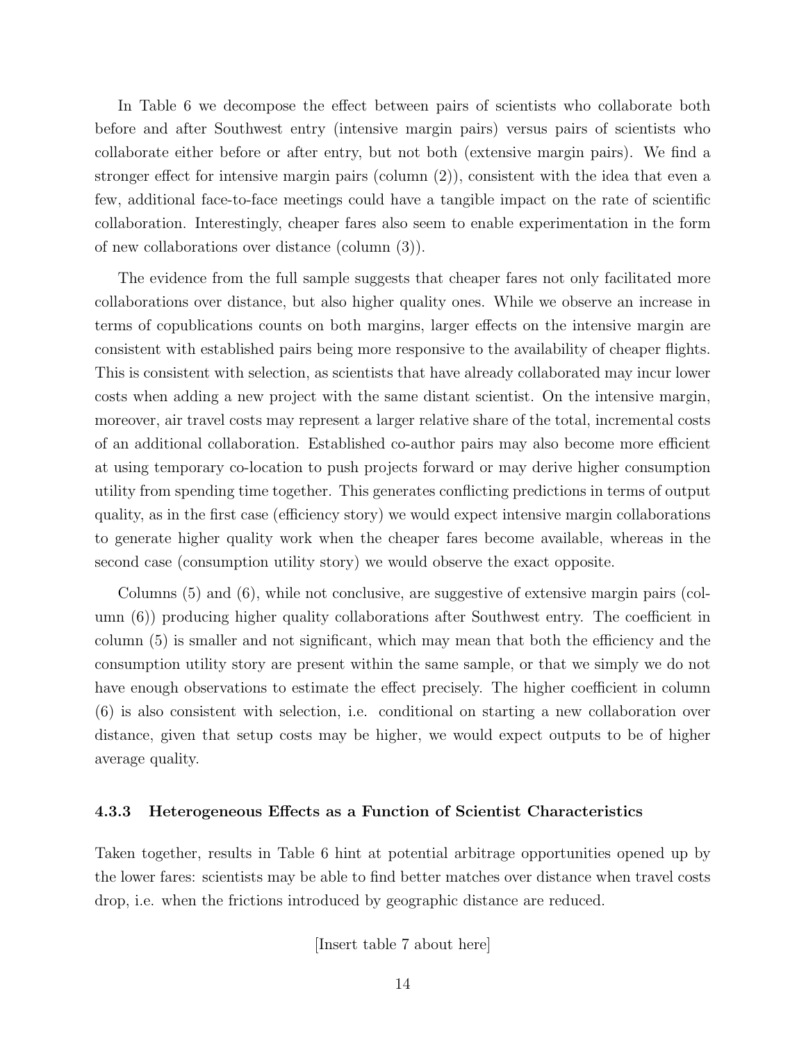In Table 6 we decompose the effect between pairs of scientists who collaborate both before and after Southwest entry (intensive margin pairs) versus pairs of scientists who collaborate either before or after entry, but not both (extensive margin pairs). We find a stronger effect for intensive margin pairs (column (2)), consistent with the idea that even a few, additional face-to-face meetings could have a tangible impact on the rate of scientific collaboration. Interestingly, cheaper fares also seem to enable experimentation in the form of new collaborations over distance (column (3)).

The evidence from the full sample suggests that cheaper fares not only facilitated more collaborations over distance, but also higher quality ones. While we observe an increase in terms of copublications counts on both margins, larger effects on the intensive margin are consistent with established pairs being more responsive to the availability of cheaper flights. This is consistent with selection, as scientists that have already collaborated may incur lower costs when adding a new project with the same distant scientist. On the intensive margin, moreover, air travel costs may represent a larger relative share of the total, incremental costs of an additional collaboration. Established co-author pairs may also become more efficient at using temporary co-location to push projects forward or may derive higher consumption utility from spending time together. This generates conflicting predictions in terms of output quality, as in the first case (efficiency story) we would expect intensive margin collaborations to generate higher quality work when the cheaper fares become available, whereas in the second case (consumption utility story) we would observe the exact opposite.

Columns (5) and (6), while not conclusive, are suggestive of extensive margin pairs (column (6)) producing higher quality collaborations after Southwest entry. The coefficient in column (5) is smaller and not significant, which may mean that both the efficiency and the consumption utility story are present within the same sample, or that we simply we do not have enough observations to estimate the effect precisely. The higher coefficient in column (6) is also consistent with selection, i.e. conditional on starting a new collaboration over distance, given that setup costs may be higher, we would expect outputs to be of higher average quality.

#### 4.3.3 Heterogeneous Effects as a Function of Scientist Characteristics

Taken together, results in Table 6 hint at potential arbitrage opportunities opened up by the lower fares: scientists may be able to find better matches over distance when travel costs drop, i.e. when the frictions introduced by geographic distance are reduced.

[Insert table 7 about here]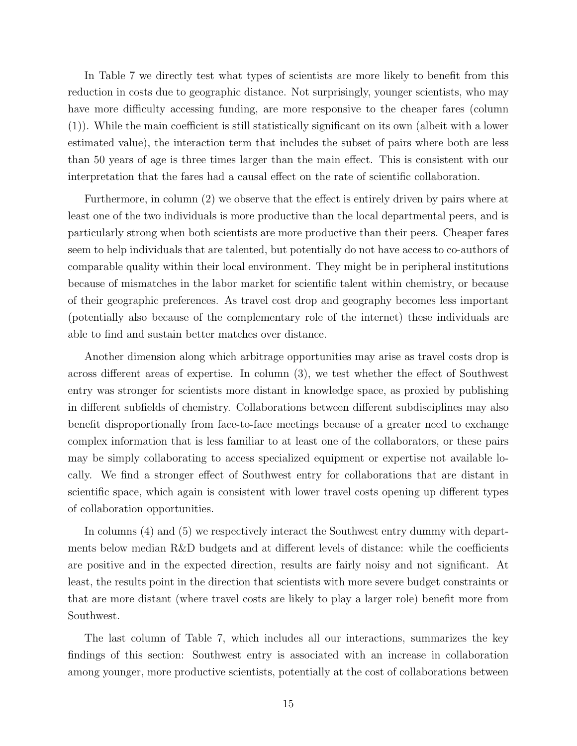In Table 7 we directly test what types of scientists are more likely to benefit from this reduction in costs due to geographic distance. Not surprisingly, younger scientists, who may have more difficulty accessing funding, are more responsive to the cheaper fares (column (1)). While the main coefficient is still statistically significant on its own (albeit with a lower estimated value), the interaction term that includes the subset of pairs where both are less than 50 years of age is three times larger than the main effect. This is consistent with our interpretation that the fares had a causal effect on the rate of scientific collaboration.

Furthermore, in column (2) we observe that the effect is entirely driven by pairs where at least one of the two individuals is more productive than the local departmental peers, and is particularly strong when both scientists are more productive than their peers. Cheaper fares seem to help individuals that are talented, but potentially do not have access to co-authors of comparable quality within their local environment. They might be in peripheral institutions because of mismatches in the labor market for scientific talent within chemistry, or because of their geographic preferences. As travel cost drop and geography becomes less important (potentially also because of the complementary role of the internet) these individuals are able to find and sustain better matches over distance.

Another dimension along which arbitrage opportunities may arise as travel costs drop is across different areas of expertise. In column (3), we test whether the effect of Southwest entry was stronger for scientists more distant in knowledge space, as proxied by publishing in different subfields of chemistry. Collaborations between different subdisciplines may also benefit disproportionally from face-to-face meetings because of a greater need to exchange complex information that is less familiar to at least one of the collaborators, or these pairs may be simply collaborating to access specialized equipment or expertise not available locally. We find a stronger effect of Southwest entry for collaborations that are distant in scientific space, which again is consistent with lower travel costs opening up different types of collaboration opportunities.

In columns (4) and (5) we respectively interact the Southwest entry dummy with departments below median R&D budgets and at different levels of distance: while the coefficients are positive and in the expected direction, results are fairly noisy and not significant. At least, the results point in the direction that scientists with more severe budget constraints or that are more distant (where travel costs are likely to play a larger role) benefit more from Southwest.

The last column of Table 7, which includes all our interactions, summarizes the key findings of this section: Southwest entry is associated with an increase in collaboration among younger, more productive scientists, potentially at the cost of collaborations between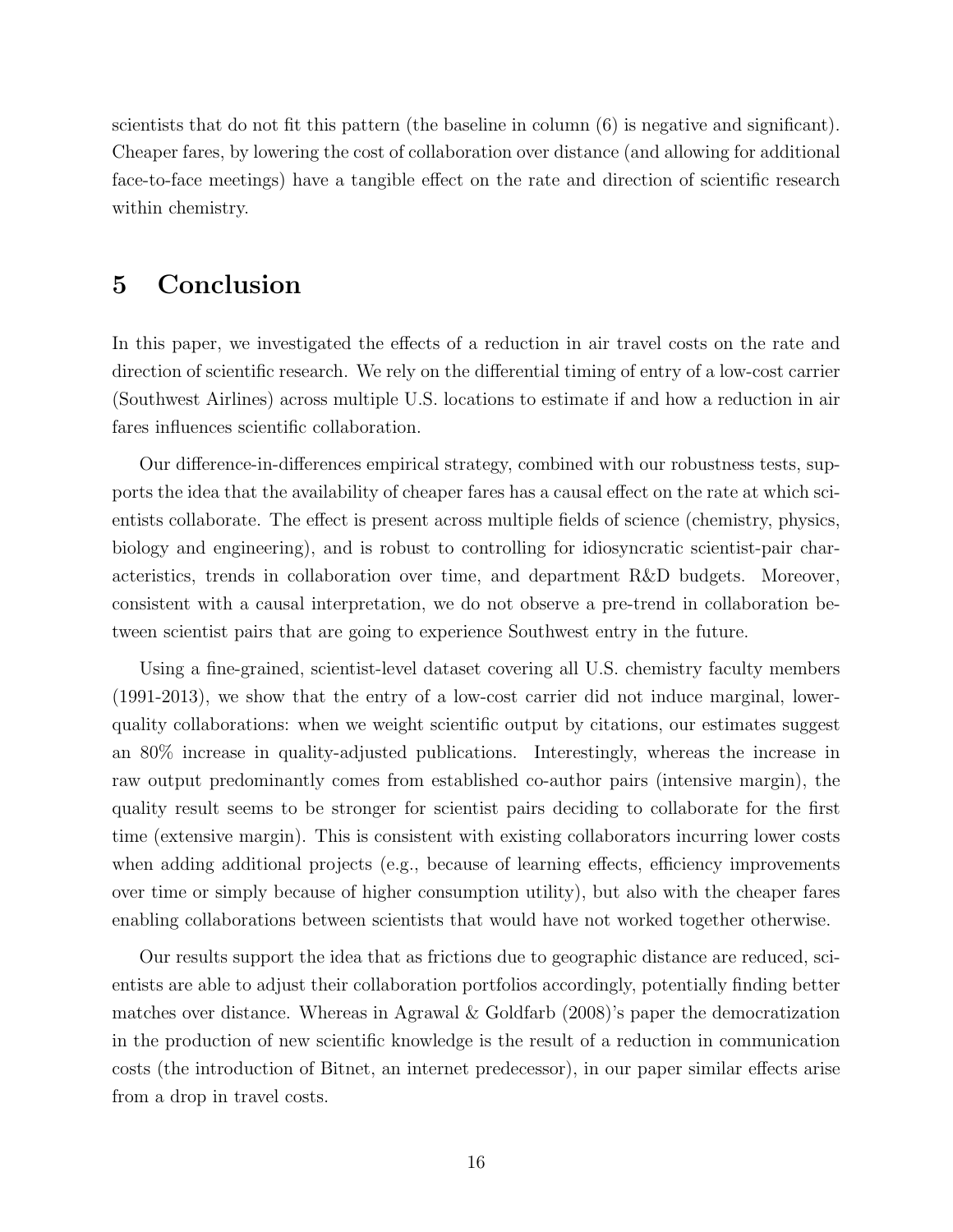scientists that do not fit this pattern (the baseline in column (6) is negative and significant). Cheaper fares, by lowering the cost of collaboration over distance (and allowing for additional face-to-face meetings) have a tangible effect on the rate and direction of scientific research within chemistry.

# 5 Conclusion

In this paper, we investigated the effects of a reduction in air travel costs on the rate and direction of scientific research. We rely on the differential timing of entry of a low-cost carrier (Southwest Airlines) across multiple U.S. locations to estimate if and how a reduction in air fares influences scientific collaboration.

Our difference-in-differences empirical strategy, combined with our robustness tests, supports the idea that the availability of cheaper fares has a causal effect on the rate at which scientists collaborate. The effect is present across multiple fields of science (chemistry, physics, biology and engineering), and is robust to controlling for idiosyncratic scientist-pair characteristics, trends in collaboration over time, and department R&D budgets. Moreover, consistent with a causal interpretation, we do not observe a pre-trend in collaboration between scientist pairs that are going to experience Southwest entry in the future.

Using a fine-grained, scientist-level dataset covering all U.S. chemistry faculty members (1991-2013), we show that the entry of a low-cost carrier did not induce marginal, lower-quality collaborations: when we weight scientific output by citations, our estimates suggest an 80% increase in quality-adjusted publications. Interestingly, whereas the increase in raw output predominantly comes from established co-author pairs (intensive margin), the quality result seems to be stronger for scientist pairs deciding to collaborate for the first time (extensive margin). This is consistent with existing collaborators incurring lower costs when adding additional projects (e.g., because of learning effects, efficiency improvements over time or simply because of higher consumption utility), but also with the cheaper fares enabling collaborations between scientists that would have not worked together otherwise.

Our results support the idea that as frictions due to geographic distance are reduced, scientists are able to adjust their collaboration portfolios accordingly, potentially finding better matches over distance. Whereas in Agrawal & Goldfarb (2008)'s paper the democratization in the production of new scientific knowledge is the result of a reduction in communication costs (the introduction of Bitnet, an internet predecessor), in our paper similar effects arise from a drop in travel costs.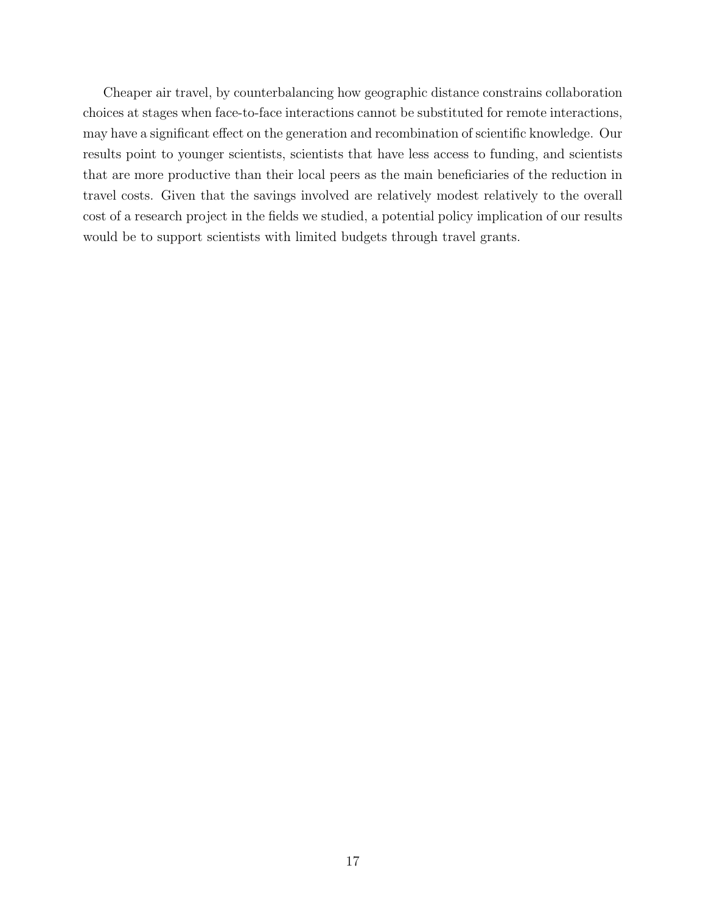Cheaper air travel, by counterbalancing how geographic distance constrains collaboration choices at stages when face-to-face interactions cannot be substituted for remote interactions, may have a significant effect on the generation and recombination of scientific knowledge. Our results point to younger scientists, scientists that have less access to funding, and scientists that are more productive than their local peers as the main beneficiaries of the reduction in travel costs. Given that the savings involved are relatively modest relatively to the overall cost of a research project in the fields we studied, a potential policy implication of our results would be to support scientists with limited budgets through travel grants.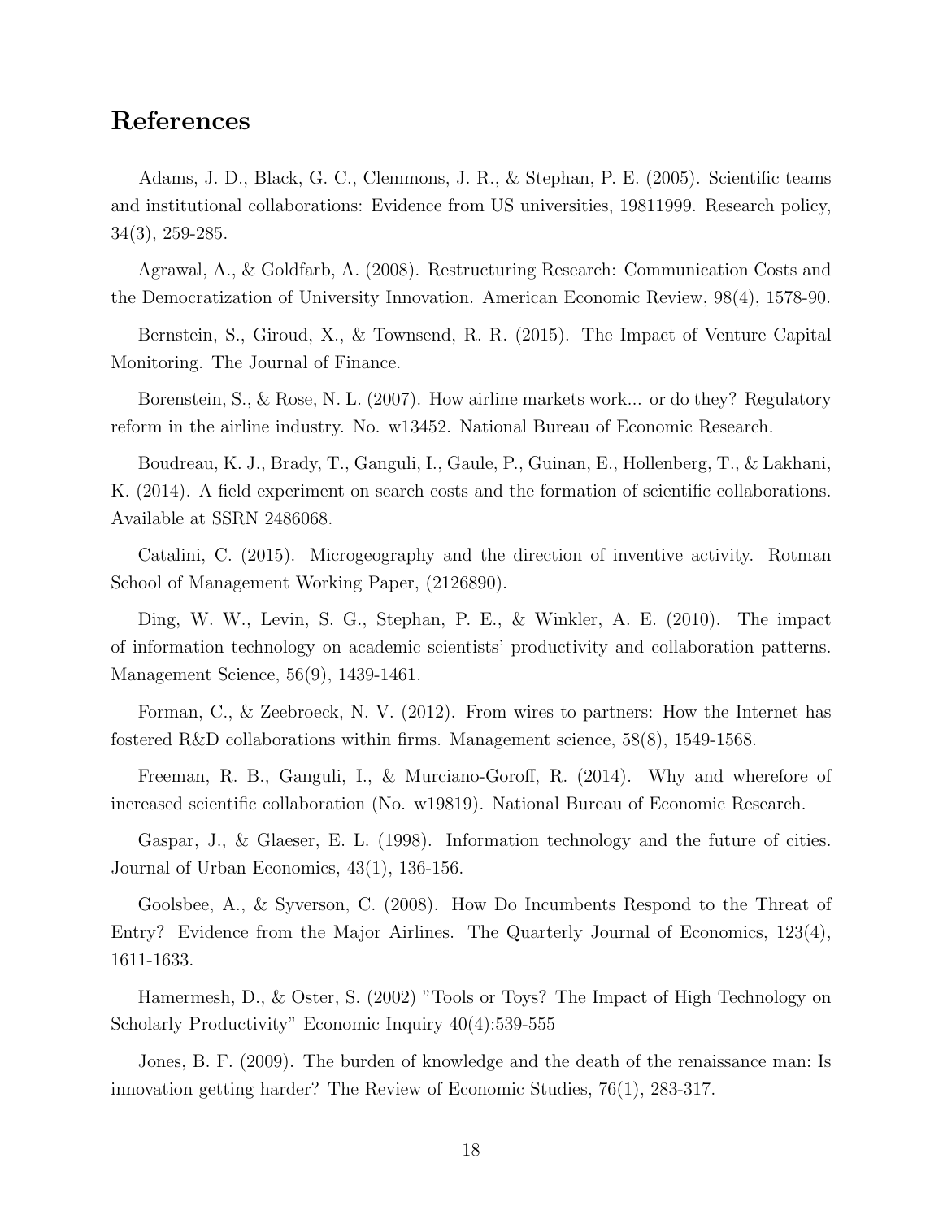# References

Adams, J. D., Black, G. C., Clemmons, J. R., & Stephan, P. E. (2005). Scientific teams and institutional collaborations: Evidence from US universities, 19811999. Research policy, 34(3), 259-285.

Agrawal, A., & Goldfarb, A. (2008). Restructuring Research: Communication Costs and the Democratization of University Innovation. American Economic Review, 98(4), 1578-90.

Bernstein, S., Giroud, X., & Townsend, R. R. (2015). The Impact of Venture Capital Monitoring. The Journal of Finance.

Borenstein, S., & Rose, N. L. (2007). How airline markets work... or do they? Regulatory reform in the airline industry. No. w13452. National Bureau of Economic Research.

Boudreau, K. J., Brady, T., Ganguli, I., Gaule, P., Guinan, E., Hollenberg, T., & Lakhani, K. (2014). A field experiment on search costs and the formation of scientific collaborations. Available at SSRN 2486068.

Catalini, C. (2015). Microgeography and the direction of inventive activity. Rotman School of Management Working Paper, (2126890).

Ding, W. W., Levin, S. G., Stephan, P. E., & Winkler, A. E. (2010). The impact of information technology on academic scientists' productivity and collaboration patterns. Management Science, 56(9), 1439-1461.

Forman, C., & Zeebroeck, N. V. (2012). From wires to partners: How the Internet has fostered R&D collaborations within firms. Management science, 58(8), 1549-1568.

Freeman, R. B., Ganguli, I., & Murciano-Goroff, R. (2014). Why and wherefore of increased scientific collaboration (No. w19819). National Bureau of Economic Research.

Gaspar, J., & Glaeser, E. L. (1998). Information technology and the future of cities. Journal of Urban Economics, 43(1), 136-156.

Goolsbee, A., & Syverson, C. (2008). How Do Incumbents Respond to the Threat of Entry? Evidence from the Major Airlines. The Quarterly Journal of Economics, 123(4), 1611-1633.

Hamermesh, D., & Oster, S. (2002) "Tools or Toys? The Impact of High Technology on Scholarly Productivity" Economic Inquiry 40(4):539-555

Jones, B. F. (2009). The burden of knowledge and the death of the renaissance man: Is innovation getting harder? The Review of Economic Studies, 76(1), 283-317.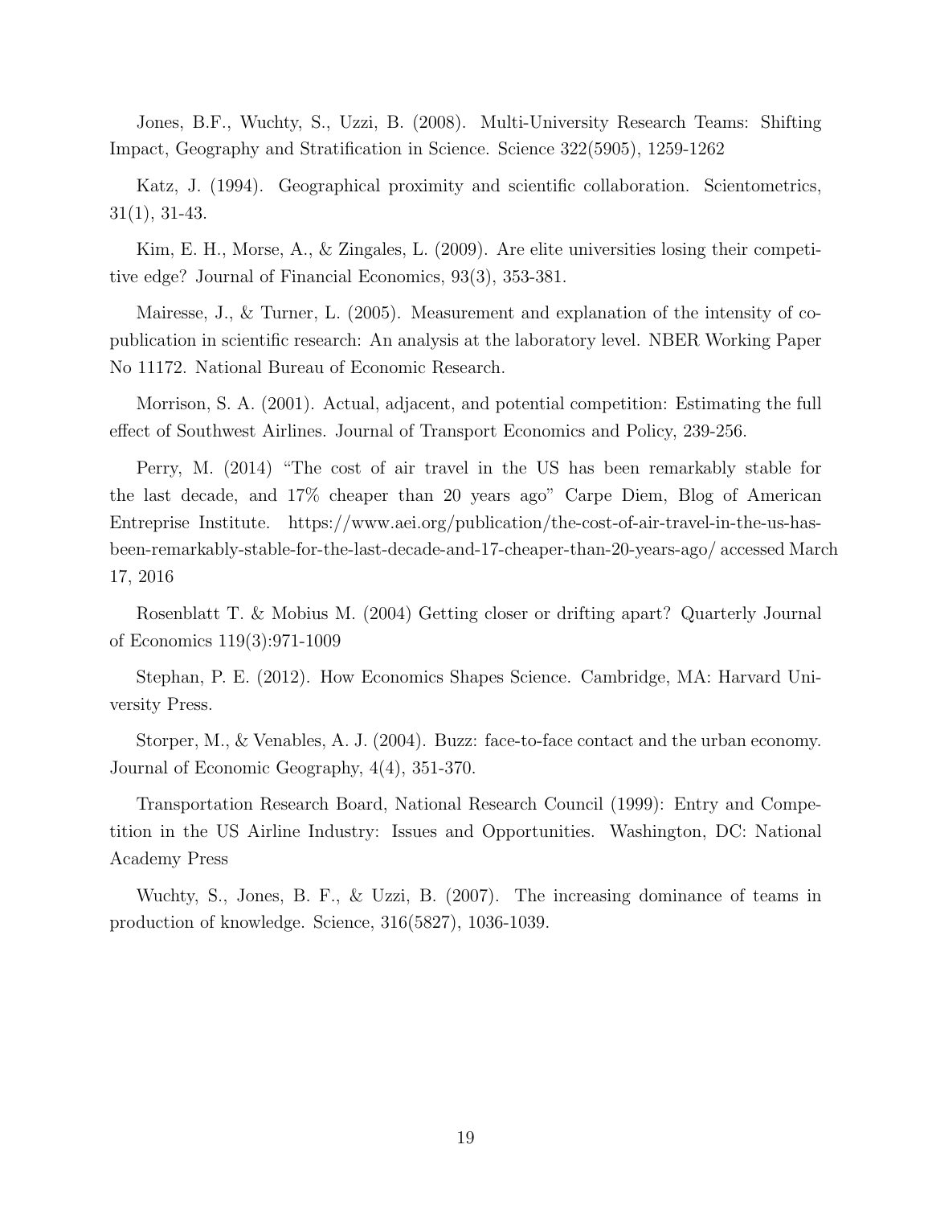Jones, B.F., Wuchty, S., Uzzi, B. (2008). Multi-University Research Teams: Shifting Impact, Geography and Stratification in Science. Science 322(5905), 1259-1262

Katz, J. (1994). Geographical proximity and scientific collaboration. Scientometrics, 31(1), 31-43.

Kim, E. H., Morse, A., & Zingales, L. (2009). Are elite universities losing their competitive edge? Journal of Financial Economics, 93(3), 353-381.

Mairesse, J., & Turner, L. (2005). Measurement and explanation of the intensity of co-publication in scientific research: An analysis at the laboratory level. NBER Working Paper No 11172. National Bureau of Economic Research.

Morrison, S. A. (2001). Actual, adjacent, and potential competition: Estimating the full effect of Southwest Airlines. Journal of Transport Economics and Policy, 239-256.

Perry, M. (2014) "The cost of air travel in the US has been remarkably stable for the last decade, and 17% cheaper than 20 years ago" Carpe Diem, Blog of American Entreprise Institute. https://www.aei.org/publication/the-cost-of-air-travel-in-the-us-has-been-remarkably-stable-for-the-last-decade-and-17-cheaper-than-20-years-ago/ accessed March 17, 2016

Rosenblatt T. & Mobius M. (2004) Getting closer or drifting apart? Quarterly Journal of Economics 119(3):971-1009

Stephan, P. E. (2012). How Economics Shapes Science. Cambridge, MA: Harvard University Press.

Storper, M., & Venables, A. J. (2004). Buzz: face-to-face contact and the urban economy. Journal of Economic Geography, 4(4), 351-370.

Transportation Research Board, National Research Council (1999): Entry and Competition in the US Airline Industry: Issues and Opportunities. Washington, DC: National Academy Press

Wuchty, S., Jones, B. F., & Uzzi, B. (2007). The increasing dominance of teams in production of knowledge. Science, 316(5827), 1036-1039.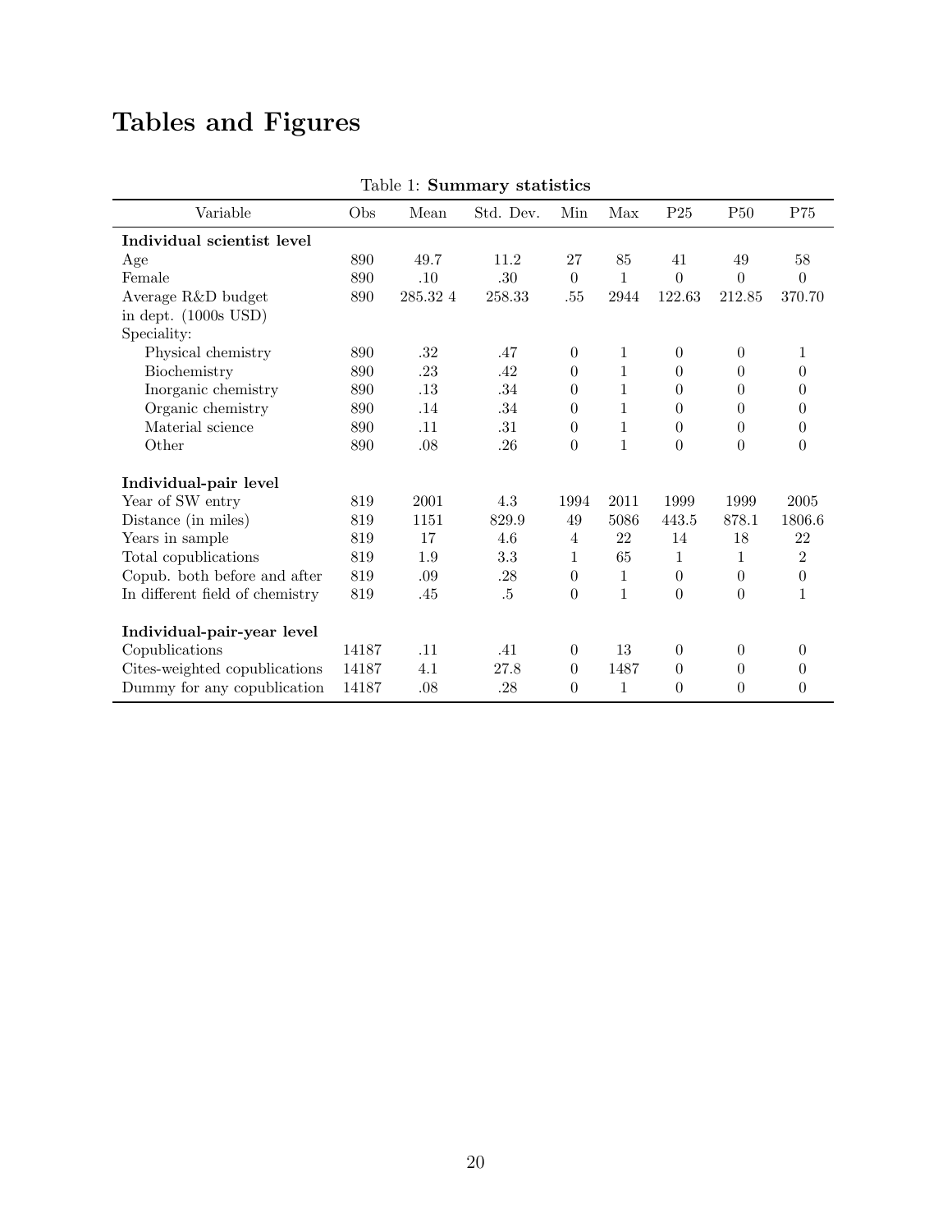# Tables and Figures

Table 1: **Summary statistics**

| Variable | Obs | Mean | Std. Dev. | Min | Max | P25 | P50 | P75 |
|---|---|---|---|---|---|---|---|---|
| **Individual scientist level** | | | | | | | | |
| Age | 890 | 49.7 | 11.2 | 27 | 85 | 41 | 49 | 58 |
| Female | 890 | .10 | .30 | 0 | 1 | 0 | 0 | 0 |
| Average R&D budget in dept. (1000s USD) | 890 | 285.32 4 | 258.33 | .55 | 2944 | 122.63 | 212.85 | 370.70 |
| Speciality: | | | | | | | | |
| Physical chemistry | 890 | .32 | .47 | 0 | 1 | 0 | 0 | 1 |
| Biochemistry | 890 | .23 | .42 | 0 | 1 | 0 | 0 | 0 |
| Inorganic chemistry | 890 | .13 | .34 | 0 | 1 | 0 | 0 | 0 |
| Organic chemistry | 890 | .14 | .34 | 0 | 1 | 0 | 0 | 0 |
| Material science | 890 | .11 | .31 | 0 | 1 | 0 | 0 | 0 |
| Other | 890 | .08 | .26 | 0 | 1 | 0 | 0 | 0 |
| **Individual-pair level** | | | | | | | | |
| Year of SW entry | 819 | 2001 | 4.3 | 1994 | 2011 | 1999 | 1999 | 2005 |
| Distance (in miles) | 819 | 1151 | 829.9 | 49 | 5086 | 443.5 | 878.1 | 1806.6 |
| Years in sample | 819 | 17 | 4.6 | 4 | 22 | 14 | 18 | 22 |
| Total copublications | 819 | 1.9 | 3.3 | 1 | 65 | 1 | 1 | 2 |
| Copub. both before and after | 819 | .09 | .28 | 0 | 1 | 0 | 0 | 0 |
| In different field of chemistry | 819 | .45 | .5 | 0 | 1 | 0 | 0 | 1 |
| **Individual-pair-year level** | | | | | | | | |
| Copublications | 14187 | .11 | .41 | 0 | 13 | 0 | 0 | 0 |
| Cites-weighted copublications | 14187 | 4.1 | 27.8 | 0 | 1487 | 0 | 0 | 0 |
| Dummy for any copublication | 14187 | .08 | .28 | 0 | 1 | 0 | 0 | 0 |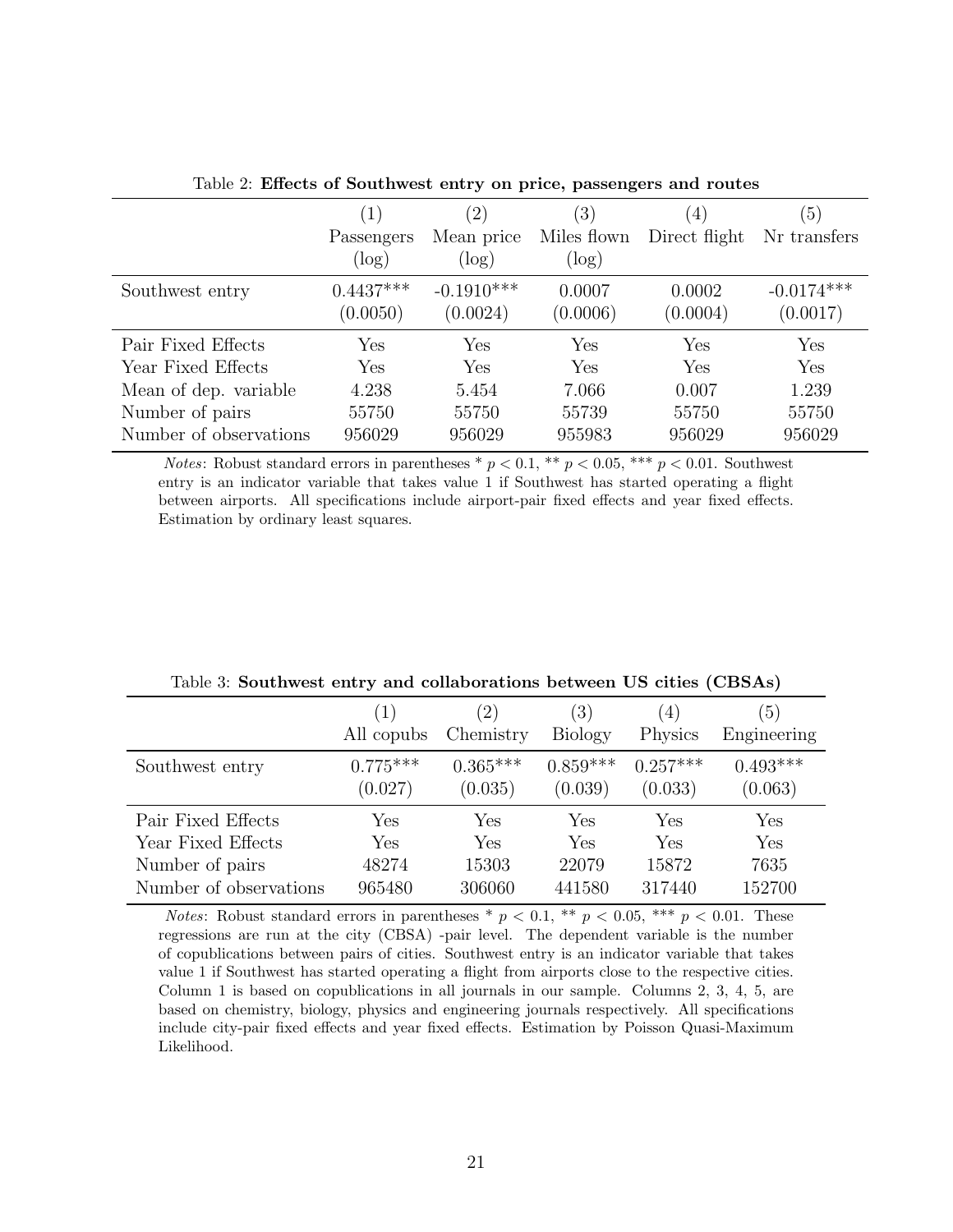Table 2: **Effects of Southwest entry on price, passengers and routes**

| | (1) Passengers (log) | (2) Mean price (log) | (3) Miles flown (log) | (4) Direct flight | (5) Nr transfers |
|---|---|---|---|---|---|
| Southwest entry | 0.4437*** | -0.1910*** | 0.0007 | 0.0002 | -0.0174*** |
| | (0.0050) | (0.0024) | (0.0006) | (0.0004) | (0.0017) |
| Pair Fixed Effects | Yes | Yes | Yes | Yes | Yes |
| Year Fixed Effects | Yes | Yes | Yes | Yes | Yes |
| Mean of dep. variable | 4.238 | 5.454 | 7.066 | 0.007 | 1.239 |
| Number of pairs | 55750 | 55750 | 55739 | 55750 | 55750 |
| Number of observations | 956029 | 956029 | 955983 | 956029 | 956029 |

*Notes*: Robust standard errors in parentheses * $p < 0.1$, ** $p < 0.05$, *** $p < 0.01$. Southwest entry is an indicator variable that takes value 1 if Southwest has started operating a flight between airports. All specifications include airport-pair fixed effects and year fixed effects. Estimation by ordinary least squares.

Table 3: **Southwest entry and collaborations between US cities (CBSAs)**

| | (1) All copubs | (2) Chemistry | (3) Biology | (4) Physics | (5) Engineering |
|---|---|---|---|---|---|
| Southwest entry | 0.775*** | 0.365*** | 0.859*** | 0.257*** | 0.493*** |
| | (0.027) | (0.035) | (0.039) | (0.033) | (0.063) |
| Pair Fixed Effects | Yes | Yes | Yes | Yes | Yes |
| Year Fixed Effects | Yes | Yes | Yes | Yes | Yes |
| Number of pairs | 48274 | 15303 | 22079 | 15872 | 7635 |
| Number of observations | 965480 | 306060 | 441580 | 317440 | 152700 |

*Notes*: Robust standard errors in parentheses * $p < 0.1$, ** $p < 0.05$, *** $p < 0.01$. These regressions are run at the city (CBSA) -pair level. The dependent variable is the number of copublications between pairs of cities. Southwest entry is an indicator variable that takes value 1 if Southwest has started operating a flight from airports close to the respective cities. Column 1 is based on copublications in all journals in our sample. Columns 2, 3, 4, 5, are based on chemistry, biology, physics and engineering journals respectively. All specifications include city-pair fixed effects and year fixed effects. Estimation by Poisson Quasi-Maximum Likelihood.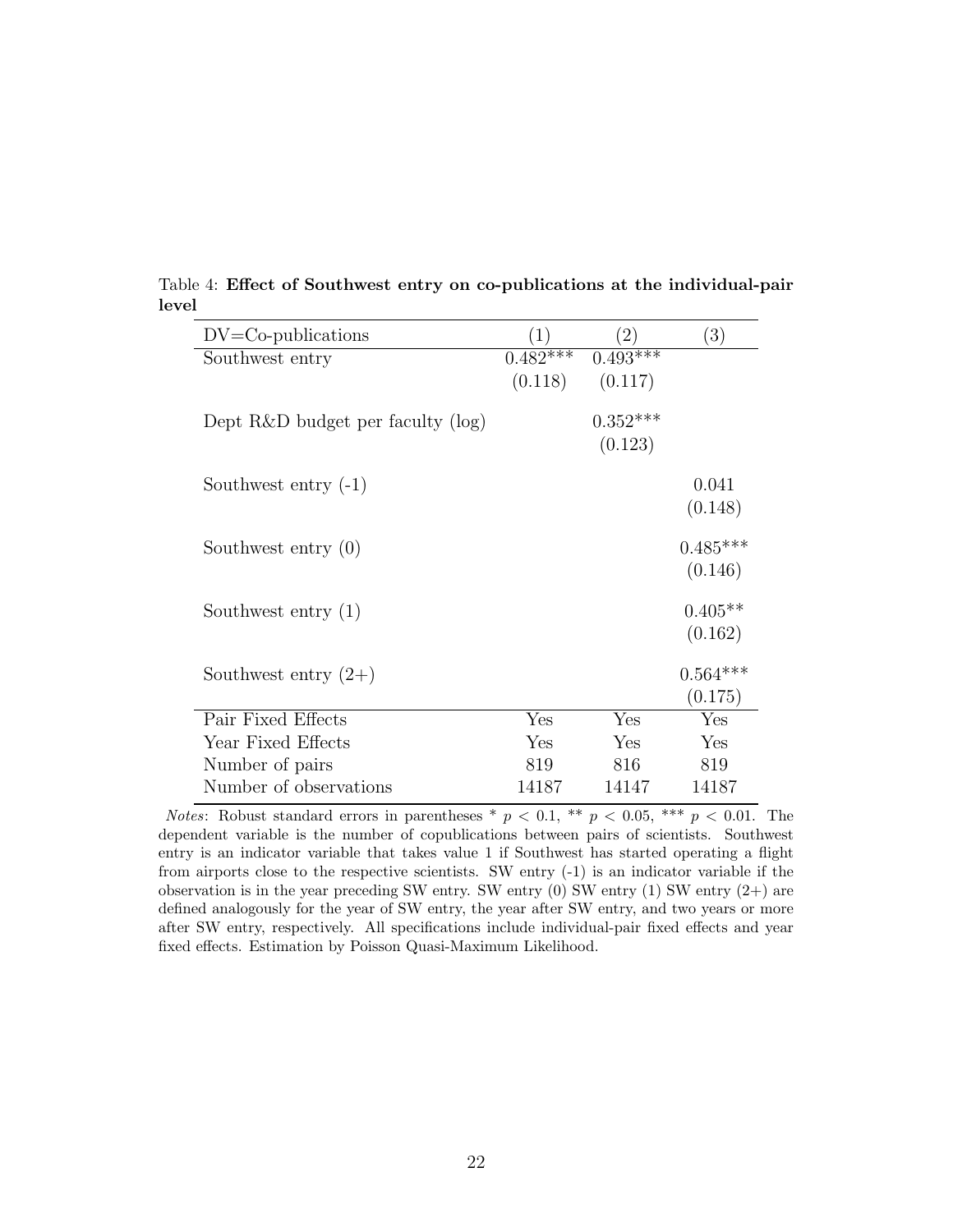Table 4: **Effect of Southwest entry on co-publications at the individual-pair level**

| DV=Co-publications | (1) | (2) | (3) |
|---|---|---|---|
| Southwest entry | 0.482*** | 0.493*** | |
| | (0.118) | (0.117) | |
| Dept R&D budget per faculty (log) | | 0.352*** | |
| | | (0.123) | |
| Southwest entry (-1) | | | 0.041 |
| | | | (0.148) |
| Southwest entry (0) | | | 0.485*** |
| | | | (0.146) |
| Southwest entry (1) | | | 0.405** |
| | | | (0.162) |
| Southwest entry (2+) | | | 0.564*** |
| | | | (0.175) |
| Pair Fixed Effects | Yes | Yes | Yes |
| Year Fixed Effects | Yes | Yes | Yes |
| Number of pairs | 819 | 816 | 819 |
| Number of observations | 14187 | 14147 | 14187 |

*Notes*: Robust standard errors in parentheses * $p < 0.1$, ** $p < 0.05$, *** $p < 0.01$. The dependent variable is the number of copublications between pairs of scientists. Southwest entry is an indicator variable that takes value 1 if Southwest has started operating a flight from airports close to the respective scientists. SW entry (-1) is an indicator variable if the observation is in the year preceding SW entry. SW entry (0) SW entry (1) SW entry (2+) are defined analogously for the year of SW entry, the year after SW entry, and two years or more after SW entry, respectively. All specifications include individual-pair fixed effects and year fixed effects. Estimation by Poisson Quasi-Maximum Likelihood.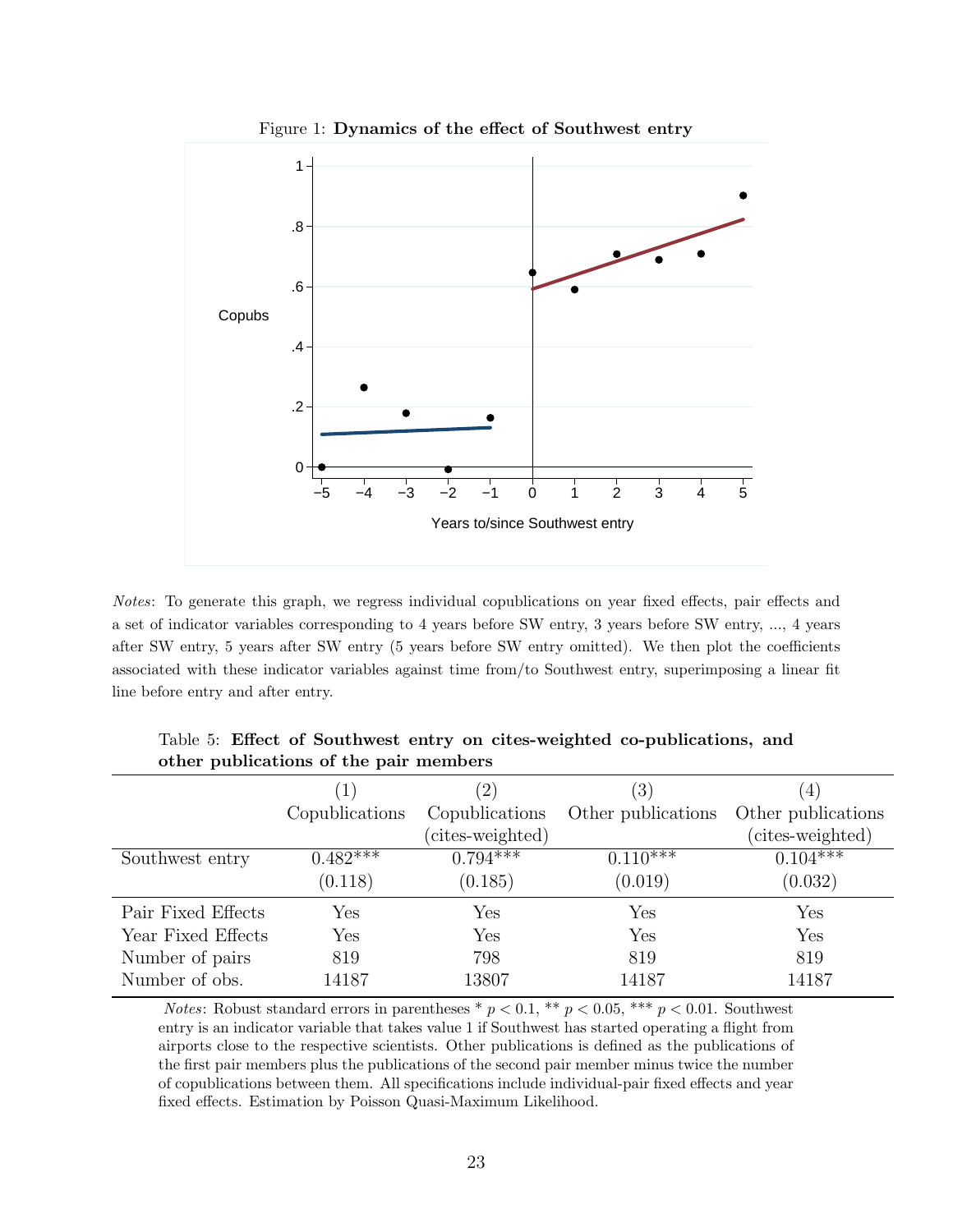Figure 1: **Dynamics of the effect of Southwest entry**

*Notes*: To generate this graph, we regress individual copublications on year fixed effects, pair effects and a set of indicator variables corresponding to 4 years before SW entry, 3 years before SW entry, ..., 4 years after SW entry, 5 years after SW entry (5 years before SW entry omitted). We then plot the coefficients associated with these indicator variables against time from/to Southwest entry, superimposing a linear fit line before entry and after entry.

Table 5: **Effect of Southwest entry on cites-weighted co-publications, and other publications of the pair members**

| | (1) Copublications | (2) Copublications (cites-weighted) | (3) Other publications | (4) Other publications (cites-weighted) |
|---|---|---|---|---|
| Southwest entry | 0.482*** | 0.794*** | 0.110*** | 0.104*** |
| | (0.118) | (0.185) | (0.019) | (0.032) |
| Pair Fixed Effects | Yes | Yes | Yes | Yes |
| Year Fixed Effects | Yes | Yes | Yes | Yes |
| Number of pairs | 819 | 798 | 819 | 819 |
| Number of obs. | 14187 | 13807 | 14187 | 14187 |

*Notes*: Robust standard errors in parentheses * $p < 0.1$, ** $p < 0.05$, *** $p < 0.01$. Southwest entry is an indicator variable that takes value 1 if Southwest has started operating a flight from airports close to the respective scientists. Other publications is defined as the publications of the first pair members plus the publications of the second pair member minus twice the number of copublications between them. All specifications include individual-pair fixed effects and year fixed effects. Estimation by Poisson Quasi-Maximum Likelihood.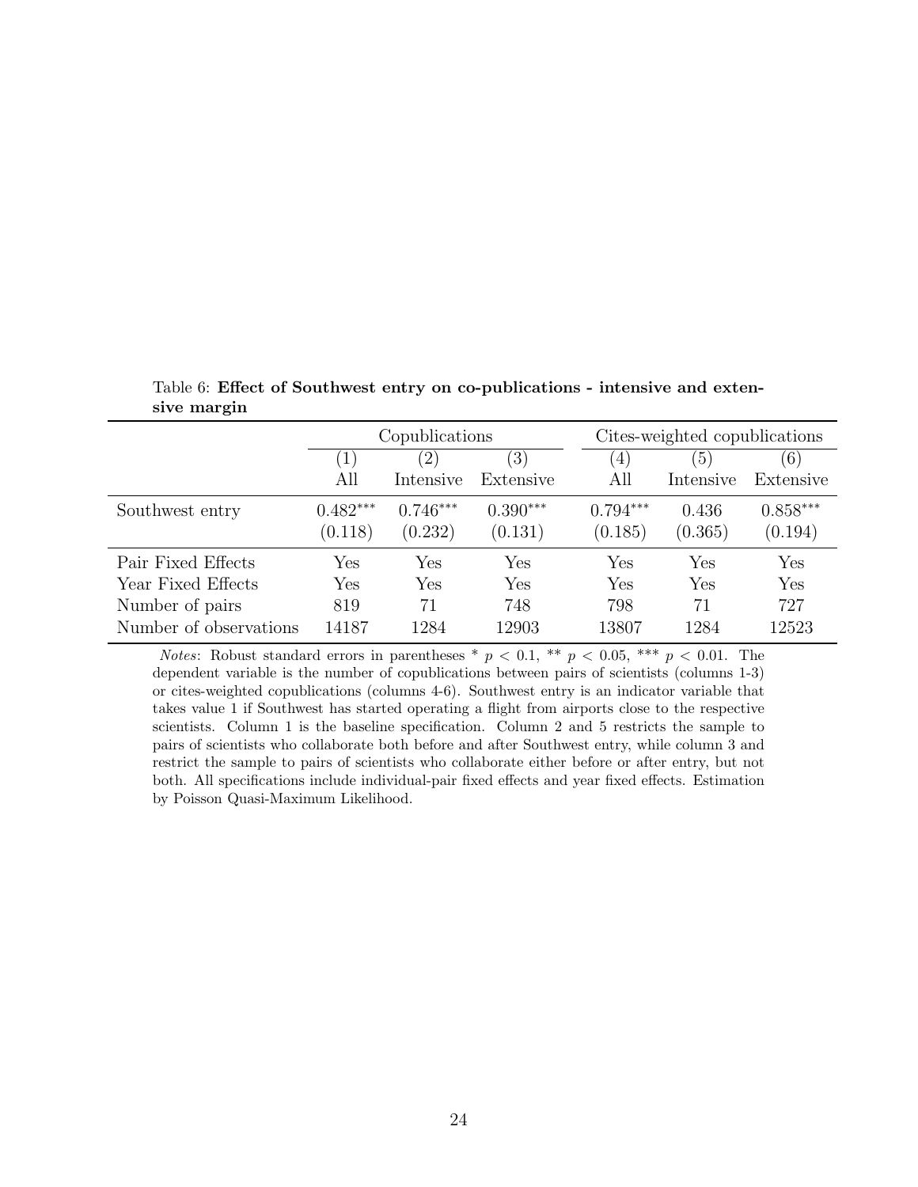Table 6: **Effect of Southwest entry on co-publications - intensive and extensive margin**

| | Copublications | | | Cites-weighted copublications | | |
|---|---|---|---|---|---|---|
| | (1) | (2) | (3) | (4) | (5) | (6) |
| | All | Intensive | Extensive | All | Intensive | Extensive |
| Southwest entry | $0.482^{***}$ | $0.746^{***}$ | $0.390^{***}$ | $0.794^{***}$ | 0.436 | $0.858^{***}$ |
| | (0.118) | (0.232) | (0.131) | (0.185) | (0.365) | (0.194) |
| Pair Fixed Effects | Yes | Yes | Yes | Yes | Yes | Yes |
| Year Fixed Effects | Yes | Yes | Yes | Yes | Yes | Yes |
| Number of pairs | 819 | 71 | 748 | 798 | 71 | 727 |
| Number of observations | 14187 | 1284 | 12903 | 13807 | 1284 | 12523 |

*Notes*: Robust standard errors in parentheses * $p < 0.1$, ** $p < 0.05$, *** $p < 0.01$. The dependent variable is the number of copublications between pairs of scientists (columns 1-3) or cites-weighted copublications (columns 4-6). Southwest entry is an indicator variable that takes value 1 if Southwest has started operating a flight from airports close to the respective scientists. Column 1 is the baseline specification. Column 2 and 5 restricts the sample to pairs of scientists who collaborate both before and after Southwest entry, while column 3 and restrict the sample to pairs of scientists who collaborate either before or after entry, but not both. All specifications include individual-pair fixed effects and year fixed effects. Estimation by Poisson Quasi-Maximum Likelihood.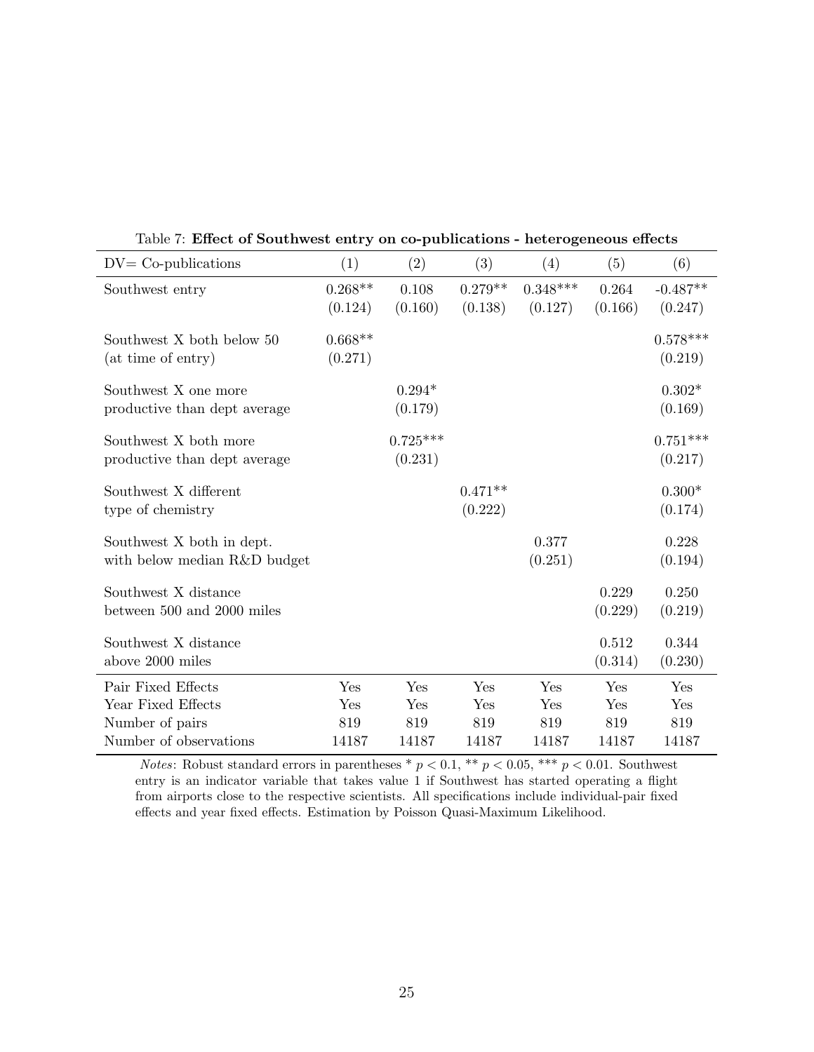Table 7: **Effect of Southwest entry on co-publications - heterogeneous effects**

| DV= Co-publications | (1) | (2) | (3) | (4) | (5) | (6) |
|---|---|---|---|---|---|---|
| Southwest entry | 0.268** | 0.108 | 0.279** | 0.348*** | 0.264 | -0.487** |
| | (0.124) | (0.160) | (0.138) | (0.127) | (0.166) | (0.247) |
| Southwest X both below 50 (at time of entry) | 0.668** | | | | | 0.578*** |
| | (0.271) | | | | | (0.219) |
| Southwest X one more productive than dept average | | 0.294* | | | | 0.302* |
| | | (0.179) | | | | (0.169) |
| Southwest X both more productive than dept average | | 0.725*** | | | | 0.751*** |
| | | (0.231) | | | | (0.217) |
| Southwest X different type of chemistry | | | 0.471** | | | 0.300* |
| | | | (0.222) | | | (0.174) |
| Southwest X both in dept. with below median R&D budget | | | | 0.377 | | 0.228 |
| | | | | (0.251) | | (0.194) |
| Southwest X distance between 500 and 2000 miles | | | | | 0.229 | 0.250 |
| | | | | | (0.229) | (0.219) |
| Southwest X distance above 2000 miles | | | | | 0.512 | 0.344 |
| | | | | | (0.314) | (0.230) |
| Pair Fixed Effects | Yes | Yes | Yes | Yes | Yes | Yes |
| Year Fixed Effects | Yes | Yes | Yes | Yes | Yes | Yes |
| Number of pairs | 819 | 819 | 819 | 819 | 819 | 819 |
| Number of observations | 14187 | 14187 | 14187 | 14187 | 14187 | 14187 |

*Notes*: Robust standard errors in parentheses * $p < 0.1$, ** $p < 0.05$, *** $p < 0.01$. Southwest entry is an indicator variable that takes value 1 if Southwest has started operating a flight from airports close to the respective scientists. All specifications include individual-pair fixed effects and year fixed effects. Estimation by Poisson Quasi-Maximum Likelihood.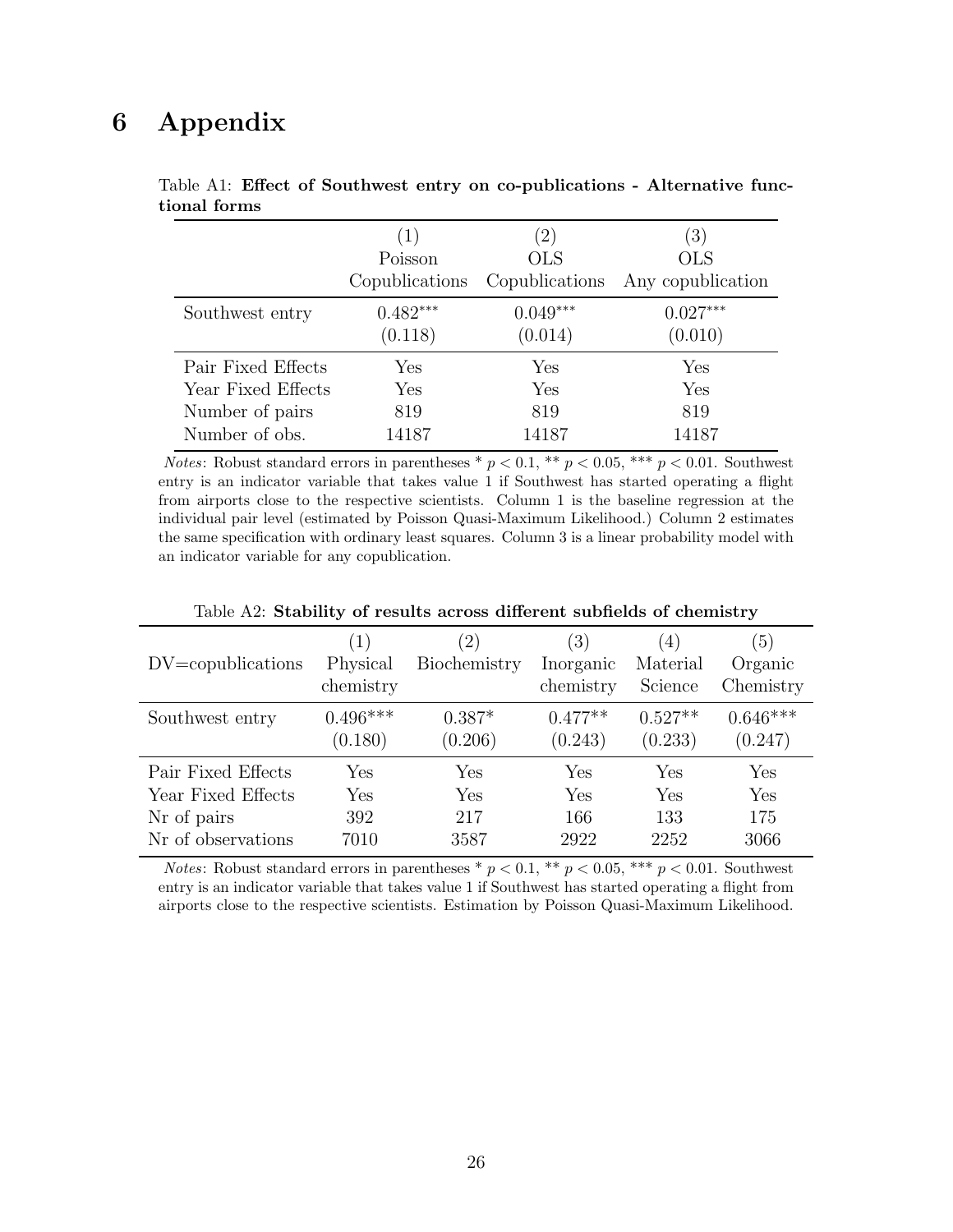# 6 Appendix

Table A1: **Effect of Southwest entry on co-publications - Alternative functional forms**

| | (1) Poisson Copublications | (2) OLS Copublications | (3) OLS Any copublication |
|---|---|---|---|
| Southwest entry | $0.482^{***}$ | $0.049^{***}$ | $0.027^{***}$ |
| | (0.118) | (0.014) | (0.010) |
| Pair Fixed Effects | Yes | Yes | Yes |
| Year Fixed Effects | Yes | Yes | Yes |
| Number of pairs | 819 | 819 | 819 |
| Number of obs. | 14187 | 14187 | 14187 |

*Notes*: Robust standard errors in parentheses * $p < 0.1$, ** $p < 0.05$, *** $p < 0.01$. Southwest entry is an indicator variable that takes value 1 if Southwest has started operating a flight from airports close to the respective scientists. Column 1 is the baseline regression at the individual pair level (estimated by Poisson Quasi-Maximum Likelihood.) Column 2 estimates the same specification with ordinary least squares. Column 3 is a linear probability model with an indicator variable for any copublication.

Table A2: **Stability of results across different subfields of chemistry**

| DV=copublications | (1) Physical chemistry | (2) Biochemistry | (3) Inorganic chemistry | (4) Material Science | (5) Organic Chemistry |
|---|---|---|---|---|---|
| Southwest entry | 0.496*** | 0.387* | 0.477** | 0.527** | 0.646*** |
| | (0.180) | (0.206) | (0.243) | (0.233) | (0.247) |
| Pair Fixed Effects | Yes | Yes | Yes | Yes | Yes |
| Year Fixed Effects | Yes | Yes | Yes | Yes | Yes |
| Nr of pairs | 392 | 217 | 166 | 133 | 175 |
| Nr of observations | 7010 | 3587 | 2922 | 2252 | 3066 |

*Notes*: Robust standard errors in parentheses * $p < 0.1$, ** $p < 0.05$, *** $p < 0.01$. Southwest entry is an indicator variable that takes value 1 if Southwest has started operating a flight from airports close to the respective scientists. Estimation by Poisson Quasi-Maximum Likelihood.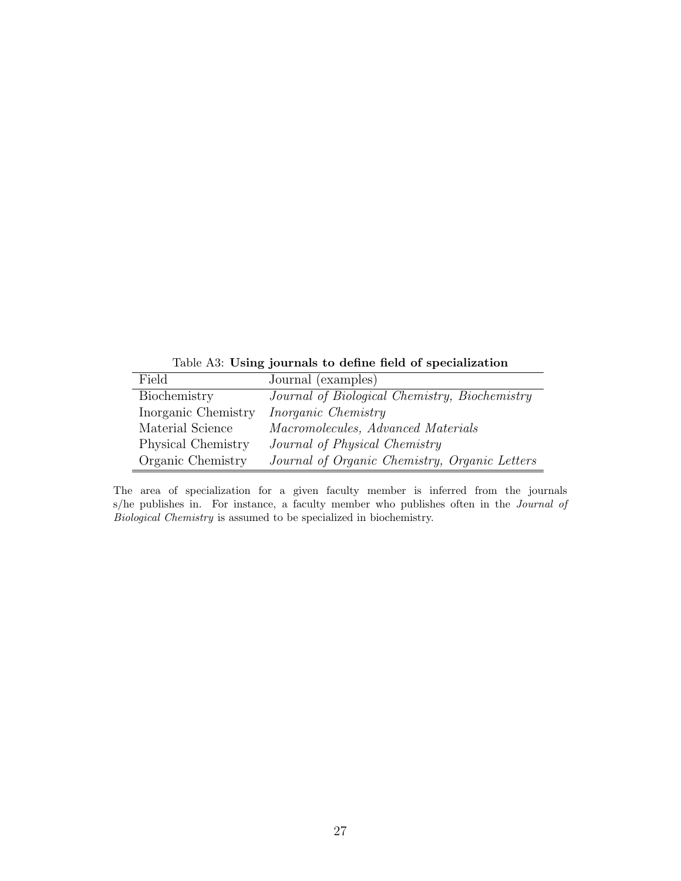Table A3: **Using journals to define field of specialization**

| Field | Journal (examples) |
|---|---|
| Biochemistry | *Journal of Biological Chemistry, Biochemistry* |
| Inorganic Chemistry | *Inorganic Chemistry* |
| Material Science | *Macromolecules, Advanced Materials* |
| Physical Chemistry | *Journal of Physical Chemistry* |
| Organic Chemistry | *Journal of Organic Chemistry, Organic Letters* |

The area of specialization for a given faculty member is inferred from the journals s/he publishes in. For instance, a faculty member who publishes often in the *Journal of Biological Chemistry* is assumed to be specialized in biochemistry.